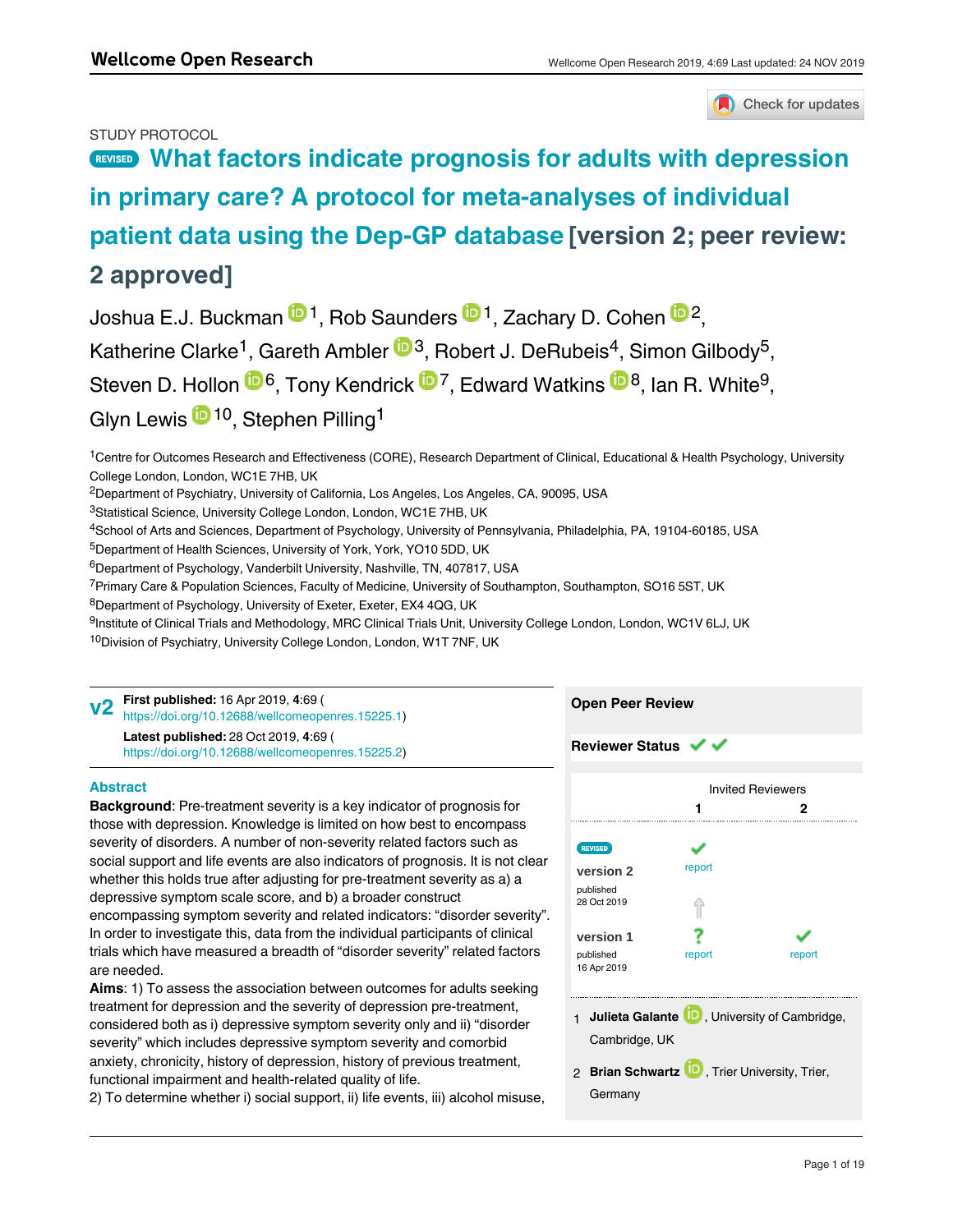STUDY PROTOCOL

# REVISED What factors indicate prognosis for adults with depression in primary care? A protocol for meta-analyses of individual patient data using the Dep-GP database [version 2; peer review: 2 approved]

Joshua E.J. Buckman[1], Rob Saunders[1], Zachary D. Cohen[2], Katherine Clarke[1], Gareth Ambler[3], Robert J. DeRubeis[4], Simon Gilbody[5], Steven D. Hollon[6], Tony Kendrick[7], Edward Watkins[8], Ian R. White[9], Glyn Lewis[10], Stephen Pilling[1]

[1]Centre for Outcomes Research and Effectiveness (CORE), Research Department of Clinical, Educational & Health Psychology, University College London, London, WC1E 7HB, UK

[2]Department of Psychiatry, University of California, Los Angeles, Los Angeles, CA, 90095, USA

[3]Statistical Science, University College London, London, WC1E 7HB, UK

[4]School of Arts and Sciences, Department of Psychology, University of Pennsylvania, Philadelphia, PA, 19104-60185, USA

[5]Department of Health Sciences, University of York, York, YO10 5DD, UK

[6]Department of Psychology, Vanderbilt University, Nashville, TN, 407817, USA

[7]Primary Care & Population Sciences, Faculty of Medicine, University of Southampton, Southampton, SO16 5ST, UK

[8]Department of Psychology, University of Exeter, Exeter, EX4 4QG, UK

[9]Institute of Clinical Trials and Methodology, MRC Clinical Trials Unit, University College London, London, WC1V 6LJ, UK

[10]Division of Psychiatry, University College London, London, W1T 7NF, UK

**v2** **First published:** 16 Apr 2019, **4**:69 (https://doi.org/10.12688/wellcomeopenres.15225.1)
**Latest published:** 28 Oct 2019, **4**:69 (https://doi.org/10.12688/wellcomeopenres.15225.2)

## Abstract

**Background**: Pre-treatment severity is a key indicator of prognosis for those with depression. Knowledge is limited on how best to encompass severity of disorders. A number of non-severity related factors such as social support and life events are also indicators of prognosis. It is not clear whether this holds true after adjusting for pre-treatment severity as a) a depressive symptom scale score, and b) a broader construct encompassing symptom severity and related indicators: "disorder severity". In order to investigate this, data from the individual participants of clinical trials which have measured a breadth of "disorder severity" related factors are needed.

**Aims**: 1) To assess the association between outcomes for adults seeking treatment for depression and the severity of depression pre-treatment, considered both as i) depressive symptom severity only and ii) "disorder severity" which includes depressive symptom severity and comorbid anxiety, chronicity, history of depression, history of previous treatment, functional impairment and health-related quality of life.

2) To determine whether i) social support, ii) life events, iii) alcohol misuse,

**Open Peer Review**

**Reviewer Status** ✓ ✓

| | Invited Reviewers | |
|---|---|---|
| | 1 | 2 |
| REVISED **version 2** published 28 Oct 2019 | ✓ report | |
| **version 1** published 16 Apr 2019 | ? report | ✓ report |

1 **Julieta Galante**, University of Cambridge, Cambridge, UK

2 **Brian Schwartz**, Trier University, Trier, Germany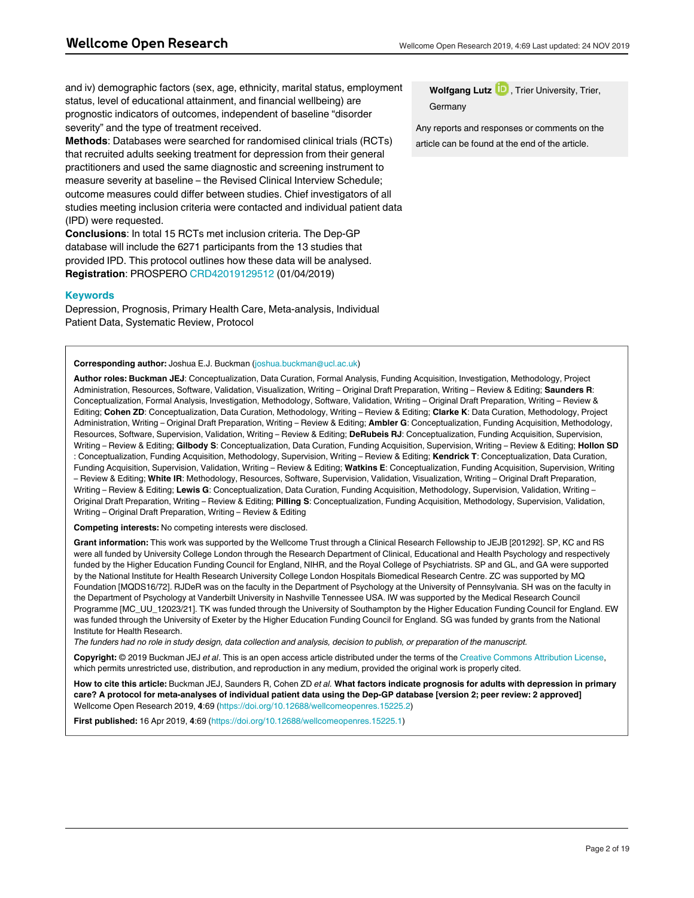and iv) demographic factors (sex, age, ethnicity, marital status, employment status, level of educational attainment, and financial wellbeing) are prognostic indicators of outcomes, independent of baseline "disorder severity" and the type of treatment received.

**Methods**: Databases were searched for randomised clinical trials (RCTs) that recruited adults seeking treatment for depression from their general practitioners and used the same diagnostic and screening instrument to measure severity at baseline – the Revised Clinical Interview Schedule; outcome measures could differ between studies. Chief investigators of all studies meeting inclusion criteria were contacted and individual patient data (IPD) were requested.

**Conclusions**: In total 15 RCTs met inclusion criteria. The Dep-GP database will include the 6271 participants from the 13 studies that provided IPD. This protocol outlines how these data will be analysed.

**Registration**: PROSPERO CRD42019129512 (01/04/2019)

**Wolfgang Lutz**, Trier University, Trier, Germany

Any reports and responses or comments on the article can be found at the end of the article.

## Keywords

Depression, Prognosis, Primary Health Care, Meta-analysis, Individual Patient Data, Systematic Review, Protocol

**Corresponding author:** Joshua E.J. Buckman (joshua.buckman@ucl.ac.uk)

**Author roles: Buckman JEJ**: Conceptualization, Data Curation, Formal Analysis, Funding Acquisition, Investigation, Methodology, Project Administration, Resources, Software, Validation, Visualization, Writing – Original Draft Preparation, Writing – Review & Editing; **Saunders R**: Conceptualization, Formal Analysis, Investigation, Methodology, Software, Validation, Writing – Original Draft Preparation, Writing – Review & Editing; **Cohen ZD**: Conceptualization, Data Curation, Methodology, Writing – Review & Editing; **Clarke K**: Data Curation, Methodology, Project Administration, Writing – Original Draft Preparation, Writing – Review & Editing; **Ambler G**: Conceptualization, Funding Acquisition, Methodology, Resources, Software, Supervision, Validation, Writing – Review & Editing; **DeRubeis RJ**: Conceptualization, Funding Acquisition, Supervision, Writing – Review & Editing; **Gilbody S**: Conceptualization, Data Curation, Funding Acquisition, Supervision, Writing – Review & Editing; **Hollon SD**: Conceptualization, Funding Acquisition, Methodology, Supervision, Writing – Review & Editing; **Kendrick T**: Conceptualization, Data Curation, Funding Acquisition, Supervision, Validation, Writing – Review & Editing; **Watkins E**: Conceptualization, Funding Acquisition, Supervision, Writing – Review & Editing; **White IR**: Methodology, Resources, Software, Supervision, Validation, Visualization, Writing – Original Draft Preparation, Writing – Review & Editing; **Lewis G**: Conceptualization, Data Curation, Funding Acquisition, Methodology, Supervision, Validation, Writing – Original Draft Preparation, Writing – Review & Editing; **Pilling S**: Conceptualization, Funding Acquisition, Methodology, Supervision, Validation, Writing – Original Draft Preparation, Writing – Review & Editing

**Competing interests:** No competing interests were disclosed.

**Grant information:** This work was supported by the Wellcome Trust through a Clinical Research Fellowship to JEJB [201292]. SP, KC and RS were all funded by University College London through the Research Department of Clinical, Educational and Health Psychology and respectively funded by the Higher Education Funding Council for England, NIHR, and the Royal College of Psychiatrists. SP and GL, and GA were supported by the National Institute for Health Research University College London Hospitals Biomedical Research Centre. ZC was supported by MQ Foundation [MQDS16/72]. RJDeR was on the faculty in the Department of Psychology at the University of Pennsylvania. SH was on the faculty in the Department of Psychology at Vanderbilt University in Nashville Tennessee USA. IW was supported by the Medical Research Council Programme [MC_UU_12023/21]. TK was funded through the University of Southampton by the Higher Education Funding Council for England. EW was funded through the University of Exeter by the Higher Education Funding Council for England. SG was funded by grants from the National Institute for Health Research.

*The funders had no role in study design, data collection and analysis, decision to publish, or preparation of the manuscript.*

**Copyright:** © 2019 Buckman JEJ *et al*. This is an open access article distributed under the terms of the Creative Commons Attribution License, which permits unrestricted use, distribution, and reproduction in any medium, provided the original work is properly cited.

**How to cite this article:** Buckman JEJ, Saunders R, Cohen ZD *et al.* **What factors indicate prognosis for adults with depression in primary care? A protocol for meta-analyses of individual patient data using the Dep-GP database [version 2; peer review: 2 approved]** Wellcome Open Research 2019, **4**:69 (https://doi.org/10.12688/wellcomeopenres.15225.2)

**First published:** 16 Apr 2019, **4**:69 (https://doi.org/10.12688/wellcomeopenres.15225.1)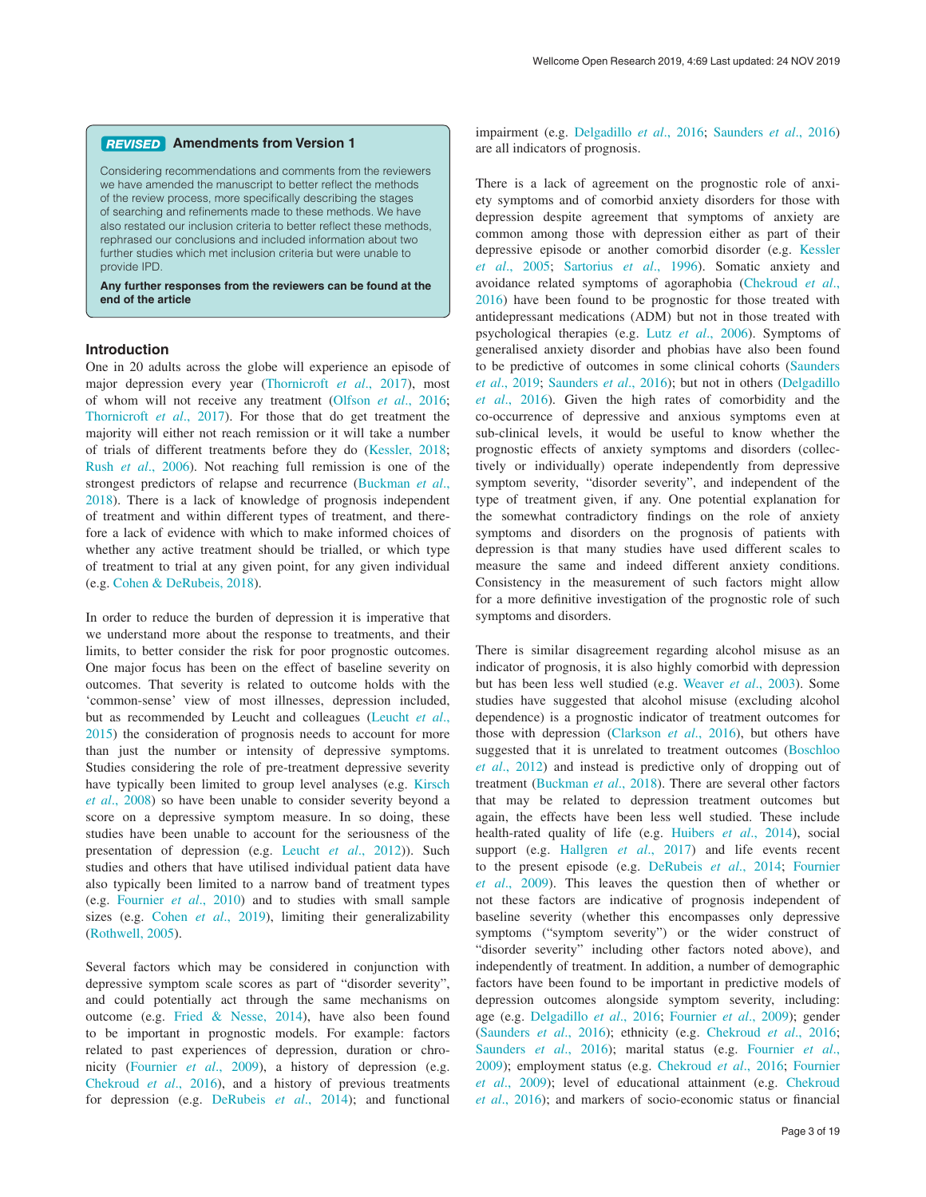**REVISED** **Amendments from Version 1**

Considering recommendations and comments from the reviewers we have amended the manuscript to better reflect the methods of the review process, more specifically describing the stages of searching and refinements made to these methods. We have also restated our inclusion criteria to better reflect these methods, rephrased our conclusions and included information about two further studies which met inclusion criteria but were unable to provide IPD.

**Any further responses from the reviewers can be found at the end of the article**

## Introduction

One in 20 adults across the globe will experience an episode of major depression every year (Thornicroft *et al.*, 2017), most of whom will not receive any treatment (Olfson *et al.*, 2016; Thornicroft *et al.*, 2017). For those that do get treatment the majority will either not reach remission or it will take a number of trials of different treatments before they do (Kessler, 2018; Rush *et al.*, 2006). Not reaching full remission is one of the strongest predictors of relapse and recurrence (Buckman *et al.*, 2018). There is a lack of knowledge of prognosis independent of treatment and within different types of treatment, and therefore a lack of evidence with which to make informed choices of whether any active treatment should be trialled, or which type of treatment to trial at any given point, for any given individual (e.g. Cohen & DeRubeis, 2018).

In order to reduce the burden of depression it is imperative that we understand more about the response to treatments, and their limits, to better consider the risk for poor prognostic outcomes. One major focus has been on the effect of baseline severity on outcomes. That severity is related to outcome holds with the 'common-sense' view of most illnesses, depression included, but as recommended by Leucht and colleagues (Leucht *et al.*, 2015) the consideration of prognosis needs to account for more than just the number or intensity of depressive symptoms. Studies considering the role of pre-treatment depressive severity have typically been limited to group level analyses (e.g. Kirsch *et al.*, 2008) so have been unable to consider severity beyond a score on a depressive symptom measure. In so doing, these studies have been unable to account for the seriousness of the presentation of depression (e.g. Leucht *et al.*, 2012)). Such studies and others that have utilised individual patient data have also typically been limited to a narrow band of treatment types (e.g. Fournier *et al.*, 2010) and to studies with small sample sizes (e.g. Cohen *et al.*, 2019), limiting their generalizability (Rothwell, 2005).

Several factors which may be considered in conjunction with depressive symptom scale scores as part of "disorder severity", and could potentially act through the same mechanisms on outcome (e.g. Fried & Nesse, 2014), have also been found to be important in prognostic models. For example: factors related to past experiences of depression, duration or chronicity (Fournier *et al.*, 2009), a history of depression (e.g. Chekroud *et al.*, 2016), and a history of previous treatments for depression (e.g. DeRubeis *et al.*, 2014); and functional impairment (e.g. Delgadillo *et al.*, 2016; Saunders *et al.*, 2016) are all indicators of prognosis.

There is a lack of agreement on the prognostic role of anxiety symptoms and of comorbid anxiety disorders for those with depression despite agreement that symptoms of anxiety are common among those with depression either as part of their depressive episode or another comorbid disorder (e.g. Kessler *et al.*, 2005; Sartorius *et al.*, 1996). Somatic anxiety and avoidance related symptoms of agoraphobia (Chekroud *et al.*, 2016) have been found to be prognostic for those treated with antidepressant medications (ADM) but not in those treated with psychological therapies (e.g. Lutz *et al.*, 2006). Symptoms of generalised anxiety disorder and phobias have also been found to be predictive of outcomes in some clinical cohorts (Saunders *et al.*, 2019; Saunders *et al.*, 2016); but not in others (Delgadillo *et al.*, 2016). Given the high rates of comorbidity and the co-occurrence of depressive and anxious symptoms even at sub-clinical levels, it would be useful to know whether the prognostic effects of anxiety symptoms and disorders (collectively or individually) operate independently from depressive symptom severity, "disorder severity", and independent of the type of treatment given, if any. One potential explanation for the somewhat contradictory findings on the role of anxiety symptoms and disorders on the prognosis of patients with depression is that many studies have used different scales to measure the same and indeed different anxiety conditions. Consistency in the measurement of such factors might allow for a more definitive investigation of the prognostic role of such symptoms and disorders.

There is similar disagreement regarding alcohol misuse as an indicator of prognosis, it is also highly comorbid with depression but has been less well studied (e.g. Weaver *et al.*, 2003). Some studies have suggested that alcohol misuse (excluding alcohol dependence) is a prognostic indicator of treatment outcomes for those with depression (Clarkson *et al.*, 2016), but others have suggested that it is unrelated to treatment outcomes (Boschloo *et al.*, 2012) and instead is predictive only of dropping out of treatment (Buckman *et al.*, 2018). There are several other factors that may be related to depression treatment outcomes but again, the effects have been less well studied. These include health-rated quality of life (e.g. Huibers *et al.*, 2014), social support (e.g. Hallgren *et al.*, 2017) and life events recent to the present episode (e.g. DeRubeis *et al.*, 2014; Fournier *et al.*, 2009). This leaves the question then of whether or not these factors are indicative of prognosis independent of baseline severity (whether this encompasses only depressive symptoms ("symptom severity") or the wider construct of "disorder severity" including other factors noted above), and independently of treatment. In addition, a number of demographic factors have been found to be important in predictive models of depression outcomes alongside symptom severity, including: age (e.g. Delgadillo *et al.*, 2016; Fournier *et al.*, 2009); gender (Saunders *et al.*, 2016); ethnicity (e.g. Chekroud *et al.*, 2016; Saunders *et al.*, 2016); marital status (e.g. Fournier *et al.*, 2009); employment status (e.g. Chekroud *et al.*, 2016; Fournier *et al.*, 2009); level of educational attainment (e.g. Chekroud *et al.*, 2016); and markers of socio-economic status or financial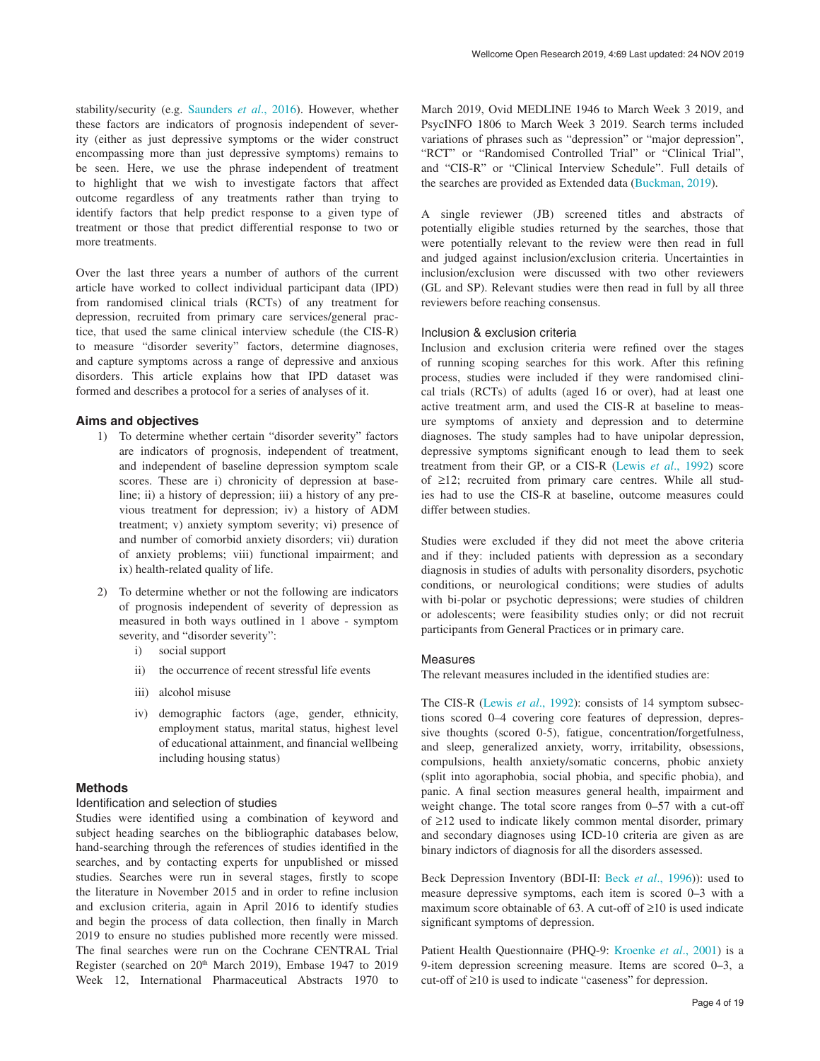stability/security (e.g. Saunders *et al.*, 2016). However, whether these factors are indicators of prognosis independent of severity (either as just depressive symptoms or the wider construct encompassing more than just depressive symptoms) remains to be seen. Here, we use the phrase independent of treatment to highlight that we wish to investigate factors that affect outcome regardless of any treatments rather than trying to identify factors that help predict response to a given type of treatment or those that predict differential response to two or more treatments.

Over the last three years a number of authors of the current article have worked to collect individual participant data (IPD) from randomised clinical trials (RCTs) of any treatment for depression, recruited from primary care services/general practice, that used the same clinical interview schedule (the CIS-R) to measure "disorder severity" factors, determine diagnoses, and capture symptoms across a range of depressive and anxious disorders. This article explains how that IPD dataset was formed and describes a protocol for a series of analyses of it.

## Aims and objectives

1) To determine whether certain "disorder severity" factors are indicators of prognosis, independent of treatment, and independent of baseline depression symptom scale scores. These are i) chronicity of depression at baseline; ii) a history of depression; iii) a history of any previous treatment for depression; iv) a history of ADM treatment; v) anxiety symptom severity; vi) presence of and number of comorbid anxiety disorders; vii) duration of anxiety problems; viii) functional impairment; and ix) health-related quality of life.

2) To determine whether or not the following are indicators of prognosis independent of severity of depression as measured in both ways outlined in 1 above - symptom severity, and "disorder severity":
   i) social support
   ii) the occurrence of recent stressful life events
   iii) alcohol misuse
   iv) demographic factors (age, gender, ethnicity, employment status, marital status, highest level of educational attainment, and financial wellbeing including housing status)

## Methods

### Identification and selection of studies

Studies were identified using a combination of keyword and subject heading searches on the bibliographic databases below, hand-searching through the references of studies identified in the searches, and by contacting experts for unpublished or missed studies. Searches were run in several stages, firstly to scope the literature in November 2015 and in order to refine inclusion and exclusion criteria, again in April 2016 to identify studies and begin the process of data collection, then finally in March 2019 to ensure no studies published more recently were missed. The final searches were run on the Cochrane CENTRAL Trial Register (searched on 20th March 2019), Embase 1947 to 2019 Week 12, International Pharmaceutical Abstracts 1970 to March 2019, Ovid MEDLINE 1946 to March Week 3 2019, and PsycINFO 1806 to March Week 3 2019. Search terms included variations of phrases such as "depression" or "major depression", "RCT" or "Randomised Controlled Trial" or "Clinical Trial", and "CIS-R" or "Clinical Interview Schedule". Full details of the searches are provided as Extended data (Buckman, 2019).

A single reviewer (JB) screened titles and abstracts of potentially eligible studies returned by the searches, those that were potentially relevant to the review were then read in full and judged against inclusion/exclusion criteria. Uncertainties in inclusion/exclusion were discussed with two other reviewers (GL and SP). Relevant studies were then read in full by all three reviewers before reaching consensus.

### Inclusion & exclusion criteria

Inclusion and exclusion criteria were refined over the stages of running scoping searches for this work. After this refining process, studies were included if they were randomised clinical trials (RCTs) of adults (aged 16 or over), had at least one active treatment arm, and used the CIS-R at baseline to measure symptoms of anxiety and depression and to determine diagnoses. The study samples had to have unipolar depression, depressive symptoms significant enough to lead them to seek treatment from their GP, or a CIS-R (Lewis *et al.*, 1992) score of ≥12; recruited from primary care centres. While all studies had to use the CIS-R at baseline, outcome measures could differ between studies.

Studies were excluded if they did not meet the above criteria and if they: included patients with depression as a secondary diagnosis in studies of adults with personality disorders, psychotic conditions, or neurological conditions; were studies of adults with bi-polar or psychotic depressions; were studies of children or adolescents; were feasibility studies only; or did not recruit participants from General Practices or in primary care.

### Measures

The relevant measures included in the identified studies are:

The CIS-R (Lewis *et al.*, 1992): consists of 14 symptom subsections scored 0–4 covering core features of depression, depressive thoughts (scored 0-5), fatigue, concentration/forgetfulness, and sleep, generalized anxiety, worry, irritability, obsessions, compulsions, health anxiety/somatic concerns, phobic anxiety (split into agoraphobia, social phobia, and specific phobia), and panic. A final section measures general health, impairment and weight change. The total score ranges from 0–57 with a cut-off of ≥12 used to indicate likely common mental disorder, primary and secondary diagnoses using ICD-10 criteria are given as are binary indictors of diagnosis for all the disorders assessed.

Beck Depression Inventory (BDI-II: Beck *et al.*, 1996)): used to measure depressive symptoms, each item is scored 0–3 with a maximum score obtainable of 63. A cut-off of ≥10 is used indicate significant symptoms of depression.

Patient Health Questionnaire (PHQ-9: Kroenke *et al.*, 2001) is a 9-item depression screening measure. Items are scored 0–3, a cut-off of ≥10 is used to indicate "caseness" for depression.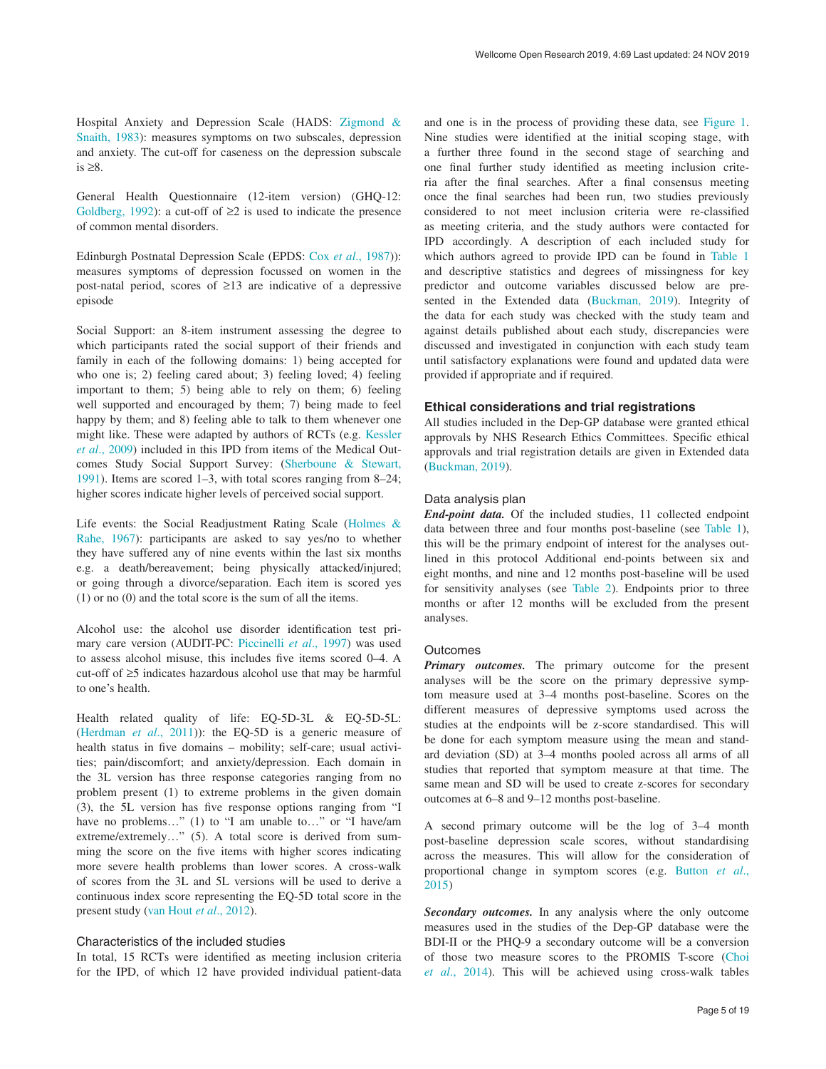Hospital Anxiety and Depression Scale (HADS: Zigmond & Snaith, 1983): measures symptoms on two subscales, depression and anxiety. The cut-off for caseness on the depression subscale is ≥8.

General Health Questionnaire (12-item version) (GHQ-12: Goldberg, 1992): a cut-off of ≥2 is used to indicate the presence of common mental disorders.

Edinburgh Postnatal Depression Scale (EPDS: Cox *et al.*, 1987)): measures symptoms of depression focussed on women in the post-natal period, scores of ≥13 are indicative of a depressive episode

Social Support: an 8-item instrument assessing the degree to which participants rated the social support of their friends and family in each of the following domains: 1) being accepted for who one is; 2) feeling cared about; 3) feeling loved; 4) feeling important to them; 5) being able to rely on them; 6) feeling well supported and encouraged by them; 7) being made to feel happy by them; and 8) feeling able to talk to them whenever one might like. These were adapted by authors of RCTs (e.g. Kessler *et al.*, 2009) included in this IPD from items of the Medical Outcomes Study Social Support Survey: (Sherboune & Stewart, 1991). Items are scored 1–3, with total scores ranging from 8–24; higher scores indicate higher levels of perceived social support.

Life events: the Social Readjustment Rating Scale (Holmes & Rahe, 1967): participants are asked to say yes/no to whether they have suffered any of nine events within the last six months e.g. a death/bereavement; being physically attacked/injured; or going through a divorce/separation. Each item is scored yes (1) or no (0) and the total score is the sum of all the items.

Alcohol use: the alcohol use disorder identification test primary care version (AUDIT-PC: Piccinelli *et al.*, 1997) was used to assess alcohol misuse, this includes five items scored 0–4. A cut-off of ≥5 indicates hazardous alcohol use that may be harmful to one's health.

Health related quality of life: EQ-5D-3L & EQ-5D-5L: (Herdman *et al.*, 2011)): the EQ-5D is a generic measure of health status in five domains – mobility; self-care; usual activities; pain/discomfort; and anxiety/depression. Each domain in the 3L version has three response categories ranging from no problem present (1) to extreme problems in the given domain (3), the 5L version has five response options ranging from "I have no problems…" (1) to "I am unable to…" or "I have/am extreme/extremely…" (5). A total score is derived from summing the score on the five items with higher scores indicating more severe health problems than lower scores. A cross-walk of scores from the 3L and 5L versions will be used to derive a continuous index score representing the EQ-5D total score in the present study (van Hout *et al.*, 2012).

### Characteristics of the included studies

In total, 15 RCTs were identified as meeting inclusion criteria for the IPD, of which 12 have provided individual patient-data and one is in the process of providing these data, see Figure 1. Nine studies were identified at the initial scoping stage, with a further three found in the second stage of searching and one final further study identified as meeting inclusion criteria after the final searches. After a final consensus meeting once the final searches had been run, two studies previously considered to not meet inclusion criteria were re-classified as meeting criteria, and the study authors were contacted for IPD accordingly. A description of each included study for which authors agreed to provide IPD can be found in Table 1 and descriptive statistics and degrees of missingness for key predictor and outcome variables discussed below are presented in the Extended data (Buckman, 2019). Integrity of the data for each study was checked with the study team and against details published about each study, discrepancies were discussed and investigated in conjunction with each study team until satisfactory explanations were found and updated data were provided if appropriate and if required.

## Ethical considerations and trial registrations

All studies included in the Dep-GP database were granted ethical approvals by NHS Research Ethics Committees. Specific ethical approvals and trial registration details are given in Extended data (Buckman, 2019).

### Data analysis plan

***End-point data.*** Of the included studies, 11 collected endpoint data between three and four months post-baseline (see Table 1), this will be the primary endpoint of interest for the analyses outlined in this protocol Additional end-points between six and eight months, and nine and 12 months post-baseline will be used for sensitivity analyses (see Table 2). Endpoints prior to three months or after 12 months will be excluded from the present analyses.

### Outcomes

***Primary outcomes.*** The primary outcome for the present analyses will be the score on the primary depressive symptom measure used at 3–4 months post-baseline. Scores on the different measures of depressive symptoms used across the studies at the endpoints will be z-score standardised. This will be done for each symptom measure using the mean and standard deviation (SD) at 3–4 months pooled across all arms of all studies that reported that symptom measure at that time. The same mean and SD will be used to create z-scores for secondary outcomes at 6–8 and 9–12 months post-baseline.

A second primary outcome will be the log of 3–4 month post-baseline depression scale scores, without standardising across the measures. This will allow for the consideration of proportional change in symptom scores (e.g. Button *et al.*, 2015)

***Secondary outcomes.*** In any analysis where the only outcome measures used in the studies of the Dep-GP database were the BDI-II or the PHQ-9 a secondary outcome will be a conversion of those two measure scores to the PROMIS T-score (Choi *et al.*, 2014). This will be achieved using cross-walk tables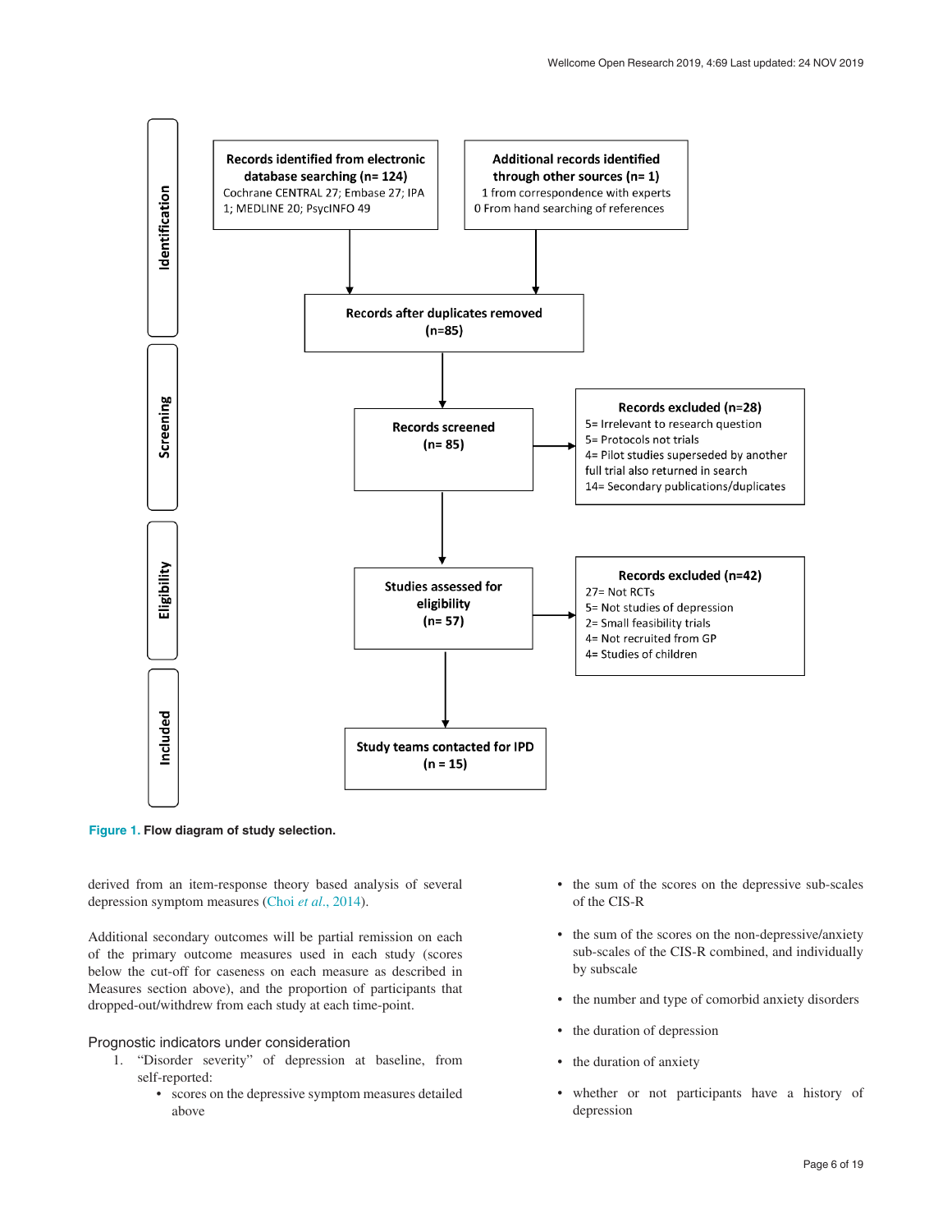**Identification**

**Records identified from electronic database searching (n= 124)**
Cochrane CENTRAL 27; Embase 27; IPA 1; MEDLINE 20; PsycINFO 49

**Additional records identified through other sources (n= 1)**
1 from correspondence with experts
0 From hand searching of references

**Records after duplicates removed (n=85)**

**Screening**

**Records screened (n= 85)**

**Records excluded (n=28)**
5= Irrelevant to research question
5= Protocols not trials
4= Pilot studies superseded by another full trial also returned in search
14= Secondary publications/duplicates

**Eligibility**

**Studies assessed for eligibility (n= 57)**

**Records excluded (n=42)**
27= Not RCTs
5= Not studies of depression
2= Small feasibility trials
4= Not recruited from GP
4= Studies of children

**Included**

**Study teams contacted for IPD (n = 15)**

**Figure 1.** Flow diagram of study selection.

derived from an item-response theory based analysis of several depression symptom measures (Choi *et al*., 2014).

Additional secondary outcomes will be partial remission on each of the primary outcome measures used in each study (scores below the cut-off for caseness on each measure as described in Measures section above), and the proportion of participants that dropped-out/withdrew from each study at each time-point.

### Prognostic indicators under consideration

1. "Disorder severity" of depression at baseline, from self-reported:
   - scores on the depressive symptom measures detailed above
   - the sum of the scores on the depressive sub-scales of the CIS-R
   - the sum of the scores on the non-depressive/anxiety sub-scales of the CIS-R combined, and individually by subscale
   - the number and type of comorbid anxiety disorders
   - the duration of depression
   - the duration of anxiety
   - whether or not participants have a history of depression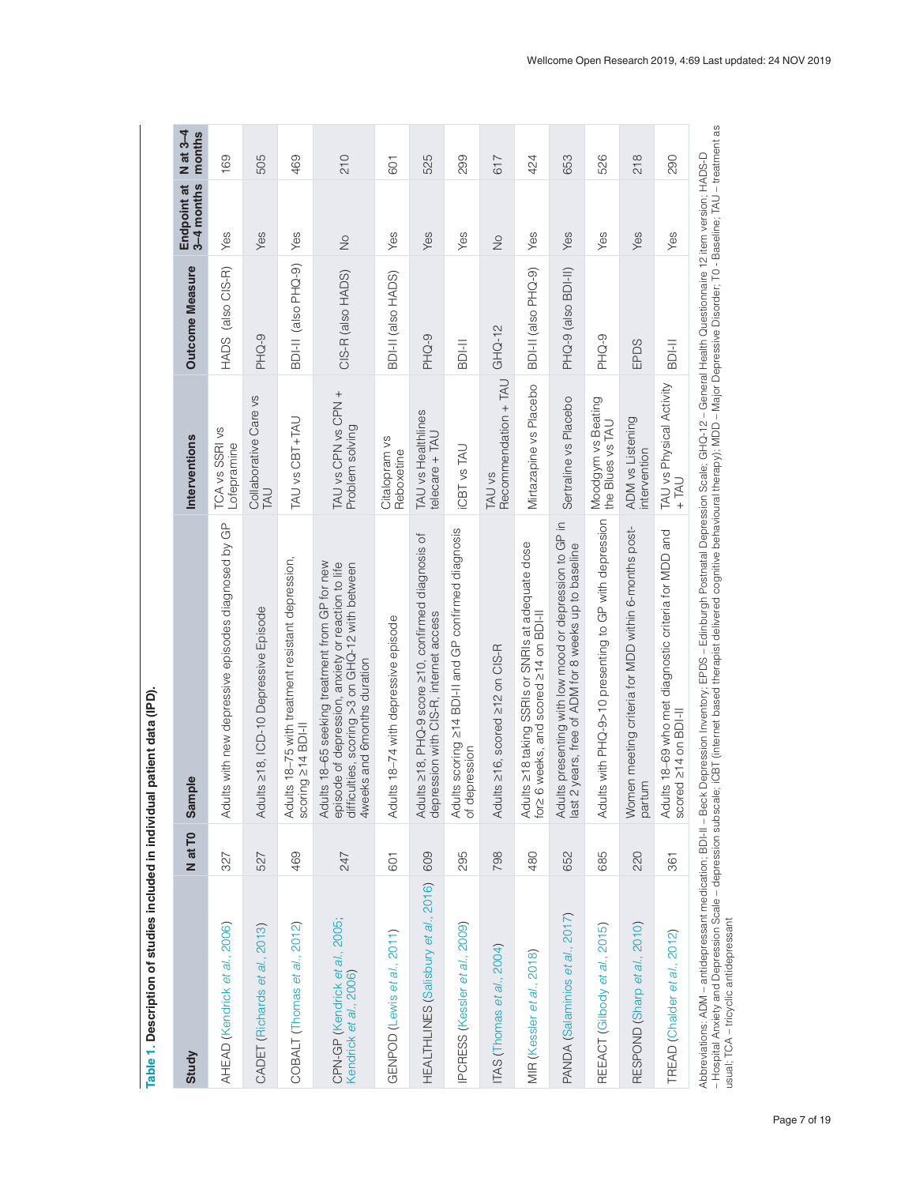**Table 1. Description of studies included in individual patient data (IPD).**

| Study | N at T0 | Sample | Interventions | Outcome Measure | Endpoint at 3–4 months | N at 3–4 months |
|---|---|---|---|---|---|---|
| AHEAD (Kendrick *et al.*, 2006) | 327 | Adults with new depressive episodes diagnosed by GP | TCA vs SSRI vs Lofepramine | HADS (also CIS-R) | Yes | 169 |
| CADET (Richards *et al.*, 2013) | 527 | Adults ≥18, ICD-10 Depressive Episode | Collaborative Care vs TAU | PHQ-9 | Yes | 505 |
| COBALT (Thomas *et al.*, 2012) | 469 | Adults 18–75 with treatment resistant depression, scoring ≥14 BDI-II | TAU vs CBT+TAU | BDI-II (also PHQ-9) | Yes | 469 |
| CPN-GP (Kendrick *et al.*, 2005; Kendrick *et al.*, 2006) | 247 | Adults 18–65 seeking treatment from GP for new episode of depression, anxiety or reaction to life difficulties, scoring >3 on GHQ-12 with between 4weeks and 6months duration | TAU vs CPN vs CPN + Problem solving | CIS-R (also HADS) | No | 210 |
| GENPOD (Lewis *et al.*, 2011) | 601 | Adults 18–74 with depressive episode | Citalopram vs Reboxetine | BDI-II (also HADS) | Yes | 601 |
| HEALTHLINES (Salisbury *et al.*, 2016) | 609 | Adults ≥18, PHQ-9 score ≥10, confirmed diagnosis of depression with CIS-R, internet access | TAU vs Healthlines telecare + TAU | PHQ-9 | Yes | 525 |
| IPCRESS (Kessler *et al.*, 2009) | 295 | Adults scoring ≥14 BDI-II and GP confirmed diagnosis of depression | iCBT vs TAU | BDI-II | Yes | 299 |
| ITAS (Thomas *et al.*, 2004) | 798 | Adults ≥16, scored ≥12 on CIS-R | TAU vs Recommendation + TAU | GHQ-12 | No | 617 |
| MIR (Kessler *et al.*, 2018) | 480 | Adults ≥18 taking SSRIs or SNRIs at adequate dose for≥ 6 weeks, and scored ≥14 on BDI-II | Mirtazapine vs Placebo | BDI-II (also PHQ-9) | Yes | 424 |
| PANDA (Salaminios *et al.*, 2017) | 652 | Adults presenting with low mood or depression to GP in last 2 years, free of ADM for 8 weeks up to baseline | Sertraline vs Placebo | PHQ-9 (also BDI-II) | Yes | 653 |
| REEACT (Gilbody *et al.*, 2015) | 685 | Adults with PHQ-9>10 presenting to GP with depression | Moodgym vs Beating the Blues vs TAU | PHQ-9 | Yes | 526 |
| RESPOND (Sharp *et al.*, 2010) | 220 | Women meeting criteria for MDD within 6-months post-partum | ADM vs Listening intervention | EPDS | Yes | 218 |
| TREAD (Chalder *et al.*, 2012) | 361 | Adults 18–69 who met diagnostic criteria for MDD and scored ≥14 on BDI-II | TAU vs Physical Activity + TAU | BDI-II | Yes | 290 |

Abbreviations: ADM – antidepressant medication; BDI-II – Beck Depression Inventory; EPDS – Edinburgh Postnatal Depression Scale; GHQ-12 – General Health Questionnaire 12 item version; HADS-D – Hospital Anxiety and Depression Scale – depression subscale; iCBT (internet based therapist delivered cognitive behavioural therapy); MDD – Major Depressive Disorder; T0 - Baseline; TAU – treatment as usual; TCA – tricyclic antidepressant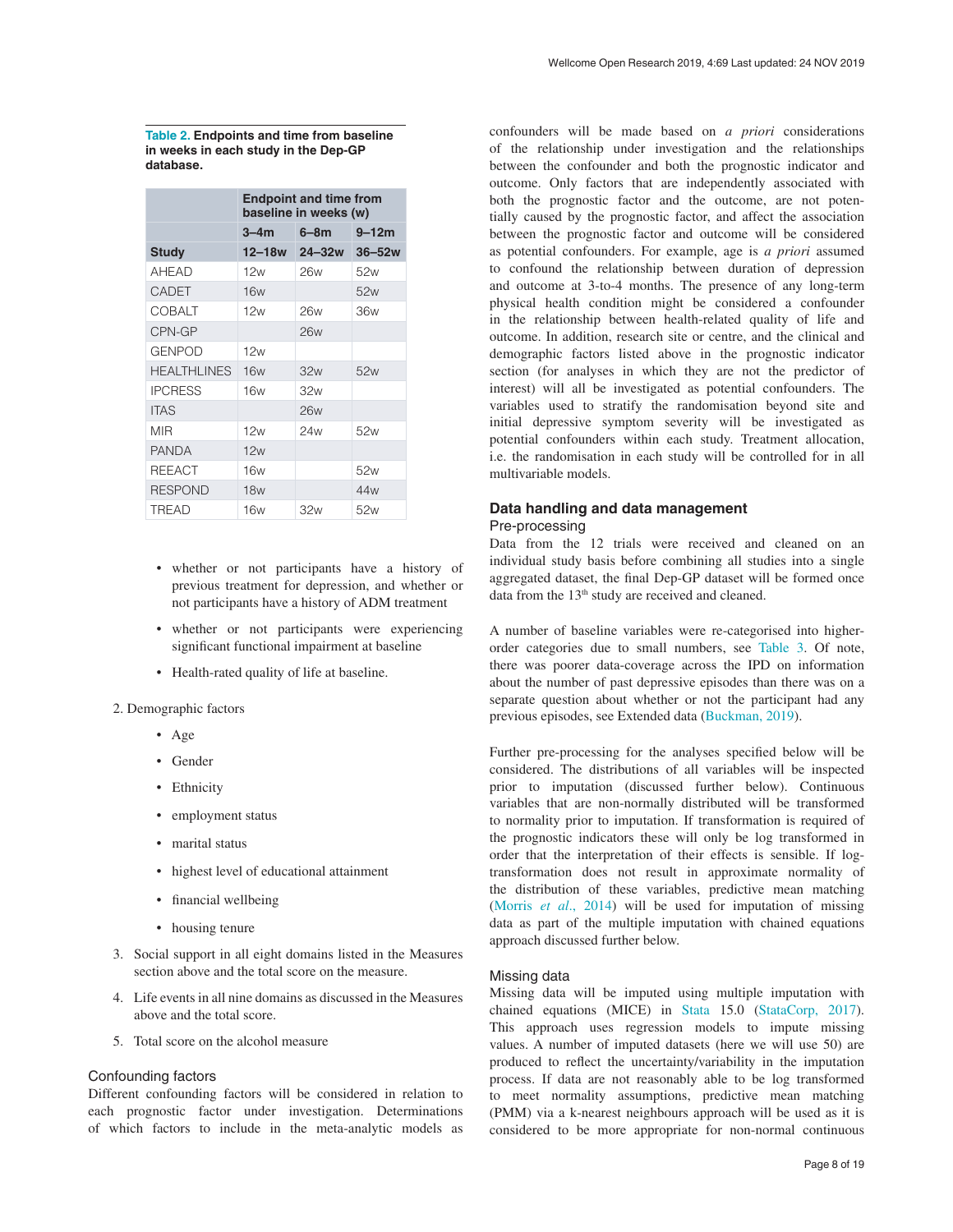**Table 2. Endpoints and time from baseline in weeks in each study in the Dep-GP database.**

| | Endpoint and time from baseline in weeks (w) | | |
|---|---|---|---|
| | 3–4m | 6–8m | 9–12m |
| **Study** | **12–18w** | **24–32w** | **36–52w** |
| AHEAD | 12w | 26w | 52w |
| CADET | 16w | | 52w |
| COBALT | 12w | 26w | 36w |
| CPN-GP | | 26w | |
| GENPOD | 12w | | |
| HEALTHLINES | 16w | 32w | 52w |
| IPCRESS | 16w | 32w | |
| ITAS | | 26w | |
| MIR | 12w | 24w | 52w |
| PANDA | 12w | | |
| REEACT | 16w | | 52w |
| RESPOND | 18w | | 44w |
| TREAD | 16w | 32w | 52w |

- whether or not participants have a history of previous treatment for depression, and whether or not participants have a history of ADM treatment
- whether or not participants were experiencing significant functional impairment at baseline
- Health-rated quality of life at baseline.

2. Demographic factors
   - Age
   - Gender
   - Ethnicity
   - employment status
   - marital status
   - highest level of educational attainment
   - financial wellbeing
   - housing tenure
3. Social support in all eight domains listed in the Measures section above and the total score on the measure.
4. Life events in all nine domains as discussed in the Measures above and the total score.
5. Total score on the alcohol measure

### Confounding factors

Different confounding factors will be considered in relation to each prognostic factor under investigation. Determinations of which factors to include in the meta-analytic models as confounders will be made based on *a priori* considerations of the relationship under investigation and the relationships between the confounder and both the prognostic indicator and outcome. Only factors that are independently associated with both the prognostic factor and the outcome, are not potentially caused by the prognostic factor, and affect the association between the prognostic factor and outcome will be considered as potential confounders. For example, age is *a priori* assumed to confound the relationship between duration of depression and outcome at 3-to-4 months. The presence of any long-term physical health condition might be considered a confounder in the relationship between health-related quality of life and outcome. In addition, research site or centre, and the clinical and demographic factors listed above in the prognostic indicator section (for analyses in which they are not the predictor of interest) will all be investigated as potential confounders. The variables used to stratify the randomisation beyond site and initial depressive symptom severity will be investigated as potential confounders within each study. Treatment allocation, i.e. the randomisation in each study will be controlled for in all multivariable models.

## Data handling and data management

### Pre-processing

Data from the 12 trials were received and cleaned on an individual study basis before combining all studies into a single aggregated dataset, the final Dep-GP dataset will be formed once data from the 13th study are received and cleaned.

A number of baseline variables were re-categorised into higher-order categories due to small numbers, see Table 3. Of note, there was poorer data-coverage across the IPD on information about the number of past depressive episodes than there was on a separate question about whether or not the participant had any previous episodes, see Extended data (Buckman, 2019).

Further pre-processing for the analyses specified below will be considered. The distributions of all variables will be inspected prior to imputation (discussed further below). Continuous variables that are non-normally distributed will be transformed to normality prior to imputation. If transformation is required of the prognostic indicators these will only be log transformed in order that the interpretation of their effects is sensible. If log-transformation does not result in approximate normality of the distribution of these variables, predictive mean matching (Morris *et al.*, 2014) will be used for imputation of missing data as part of the multiple imputation with chained equations approach discussed further below.

### Missing data

Missing data will be imputed using multiple imputation with chained equations (MICE) in Stata 15.0 (StataCorp, 2017). This approach uses regression models to impute missing values. A number of imputed datasets (here we will use 50) are produced to reflect the uncertainty/variability in the imputation process. If data are not reasonably able to be log transformed to meet normality assumptions, predictive mean matching (PMM) via a k-nearest neighbours approach will be used as it is considered to be more appropriate for non-normal continuous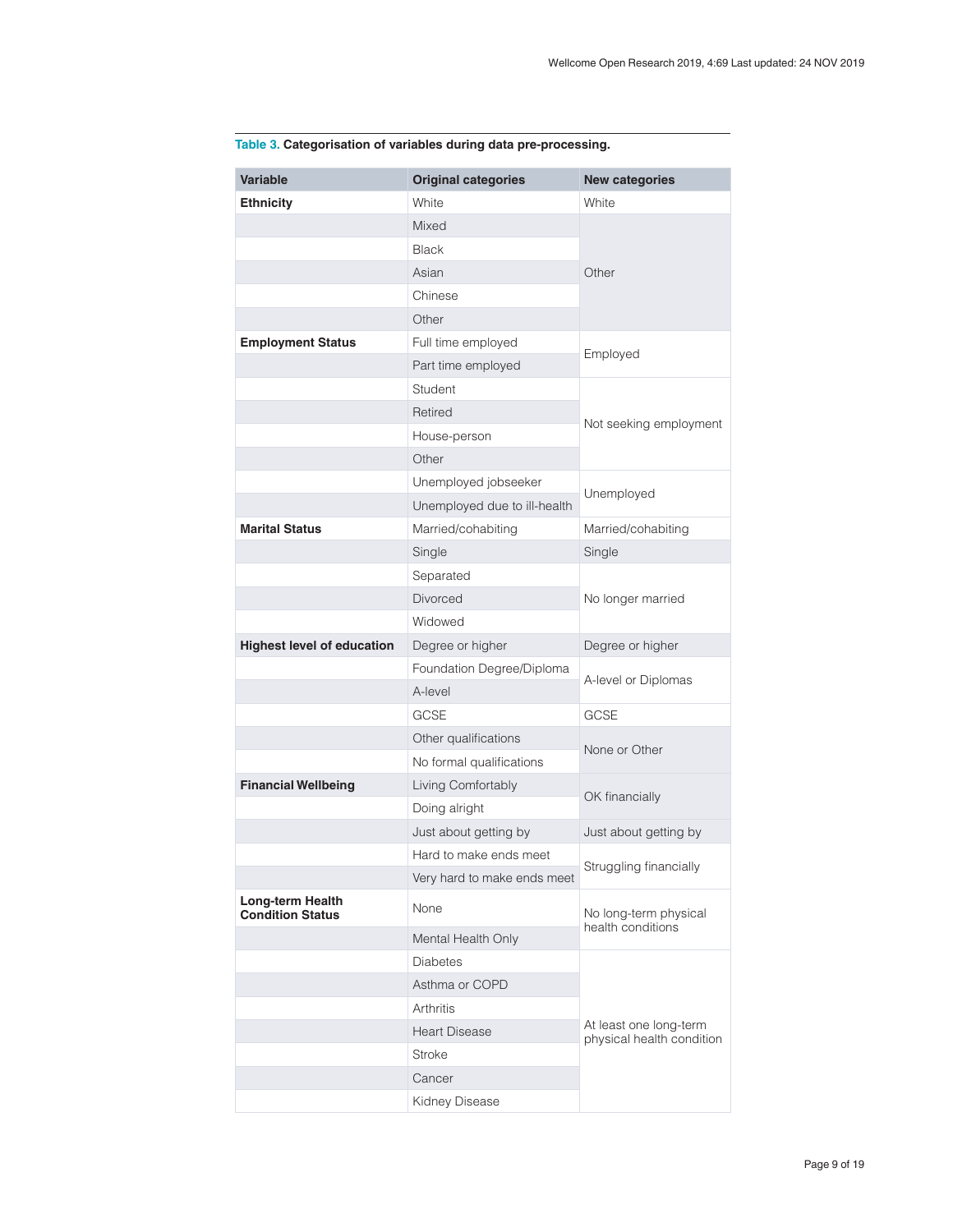**Table 3. Categorisation of variables during data pre-processing.**

| Variable | Original categories | New categories |
|---|---|---|
| **Ethnicity** | White | White |
| | Mixed | Other |
| | Black | |
| | Asian | |
| | Chinese | |
| | Other | |
| **Employment Status** | Full time employed | Employed |
| | Part time employed | |
| | Student | Not seeking employment |
| | Retired | |
| | House-person | |
| | Other | |
| | Unemployed jobseeker | Unemployed |
| | Unemployed due to ill-health | |
| **Marital Status** | Married/cohabiting | Married/cohabiting |
| | Single | Single |
| | Separated | No longer married |
| | Divorced | |
| | Widowed | |
| **Highest level of education** | Degree or higher | Degree or higher |
| | Foundation Degree/Diploma | A-level or Diplomas |
| | A-level | |
| | GCSE | GCSE |
| | Other qualifications | None or Other |
| | No formal qualifications | |
| **Financial Wellbeing** | Living Comfortably | OK financially |
| | Doing alright | |
| | Just about getting by | Just about getting by |
| | Hard to make ends meet | Struggling financially |
| | Very hard to make ends meet | |
| **Long-term Health Condition Status** | None | No long-term physical health conditions |
| | Mental Health Only | |
| | Diabetes | At least one long-term physical health condition |
| | Asthma or COPD | |
| | Arthritis | |
| | Heart Disease | |
| | Stroke | |
| | Cancer | |
| | Kidney Disease | |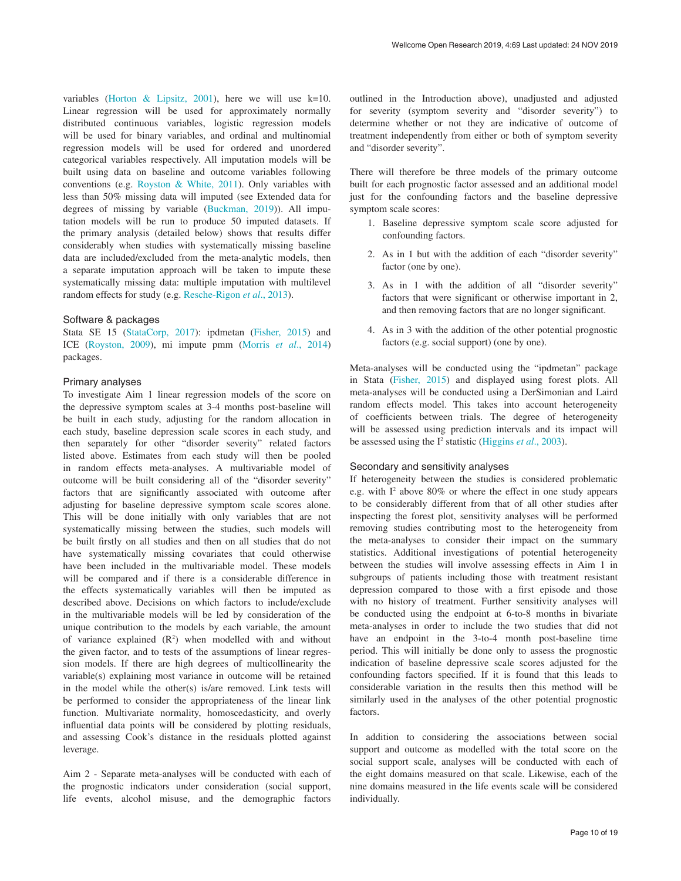variables (Horton & Lipsitz, 2001), here we will use k=10. Linear regression will be used for approximately normally distributed continuous variables, logistic regression models will be used for binary variables, and ordinal and multinomial regression models will be used for ordered and unordered categorical variables respectively. All imputation models will be built using data on baseline and outcome variables following conventions (e.g. Royston & White, 2011). Only variables with less than 50% missing data will imputed (see Extended data for degrees of missing by variable (Buckman, 2019)). All imputation models will be run to produce 50 imputed datasets. If the primary analysis (detailed below) shows that results differ considerably when studies with systematically missing baseline data are included/excluded from the meta-analytic models, then a separate imputation approach will be taken to impute these systematically missing data: multiple imputation with multilevel random effects for study (e.g. Resche-Rigon *et al*., 2013).

### Software & packages

Stata SE 15 (StataCorp, 2017): ipdmetan (Fisher, 2015) and ICE (Royston, 2009), mi impute pmm (Morris *et al*., 2014) packages.

### Primary analyses

To investigate Aim 1 linear regression models of the score on the depressive symptom scales at 3-4 months post-baseline will be built in each study, adjusting for the random allocation in each study, baseline depression scale scores in each study, and then separately for other "disorder severity" related factors listed above. Estimates from each study will then be pooled in random effects meta-analyses. A multivariable model of outcome will be built considering all of the "disorder severity" factors that are significantly associated with outcome after adjusting for baseline depressive symptom scale scores alone. This will be done initially with only variables that are not systematically missing between the studies, such models will be built firstly on all studies and then on all studies that do not have systematically missing covariates that could otherwise have been included in the multivariable model. These models will be compared and if there is a considerable difference in the effects systematically variables will then be imputed as described above. Decisions on which factors to include/exclude in the multivariable models will be led by consideration of the unique contribution to the models by each variable, the amount of variance explained ($R^2$) when modelled with and without the given factor, and to tests of the assumptions of linear regression models. If there are high degrees of multicollinearity the variable(s) explaining most variance in outcome will be retained in the model while the other(s) is/are removed. Link tests will be performed to consider the appropriateness of the linear link function. Multivariate normality, homoscedasticity, and overly influential data points will be considered by plotting residuals, and assessing Cook's distance in the residuals plotted against leverage.

Aim 2 - Separate meta-analyses will be conducted with each of the prognostic indicators under consideration (social support, life events, alcohol misuse, and the demographic factors outlined in the Introduction above), unadjusted and adjusted for severity (symptom severity and "disorder severity") to determine whether or not they are indicative of outcome of treatment independently from either or both of symptom severity and "disorder severity".

There will therefore be three models of the primary outcome built for each prognostic factor assessed and an additional model just for the confounding factors and the baseline depressive symptom scale scores:

1. Baseline depressive symptom scale score adjusted for confounding factors.
2. As in 1 but with the addition of each "disorder severity" factor (one by one).
3. As in 1 with the addition of all "disorder severity" factors that were significant or otherwise important in 2, and then removing factors that are no longer significant.
4. As in 3 with the addition of the other potential prognostic factors (e.g. social support) (one by one).

Meta-analyses will be conducted using the "ipdmetan" package in Stata (Fisher, 2015) and displayed using forest plots. All meta-analyses will be conducted using a DerSimonian and Laird random effects model. This takes into account heterogeneity of coefficients between trials. The degree of heterogeneity will be assessed using prediction intervals and its impact will be assessed using the $I^2$ statistic (Higgins *et al*., 2003).

### Secondary and sensitivity analyses

If heterogeneity between the studies is considered problematic e.g. with $I^2$ above 80% or where the effect in one study appears to be considerably different from that of all other studies after inspecting the forest plot, sensitivity analyses will be performed removing studies contributing most to the heterogeneity from the meta-analyses to consider their impact on the summary statistics. Additional investigations of potential heterogeneity between the studies will involve assessing effects in Aim 1 in subgroups of patients including those with treatment resistant depression compared to those with a first episode and those with no history of treatment. Further sensitivity analyses will be conducted using the endpoint at 6-to-8 months in bivariate meta-analyses in order to include the two studies that did not have an endpoint in the 3-to-4 month post-baseline time period. This will initially be done only to assess the prognostic indication of baseline depressive scale scores adjusted for the confounding factors specified. If it is found that this leads to considerable variation in the results then this method will be similarly used in the analyses of the other potential prognostic factors.

In addition to considering the associations between social support and outcome as modelled with the total score on the social support scale, analyses will be conducted with each of the eight domains measured on that scale. Likewise, each of the nine domains measured in the life events scale will be considered individually.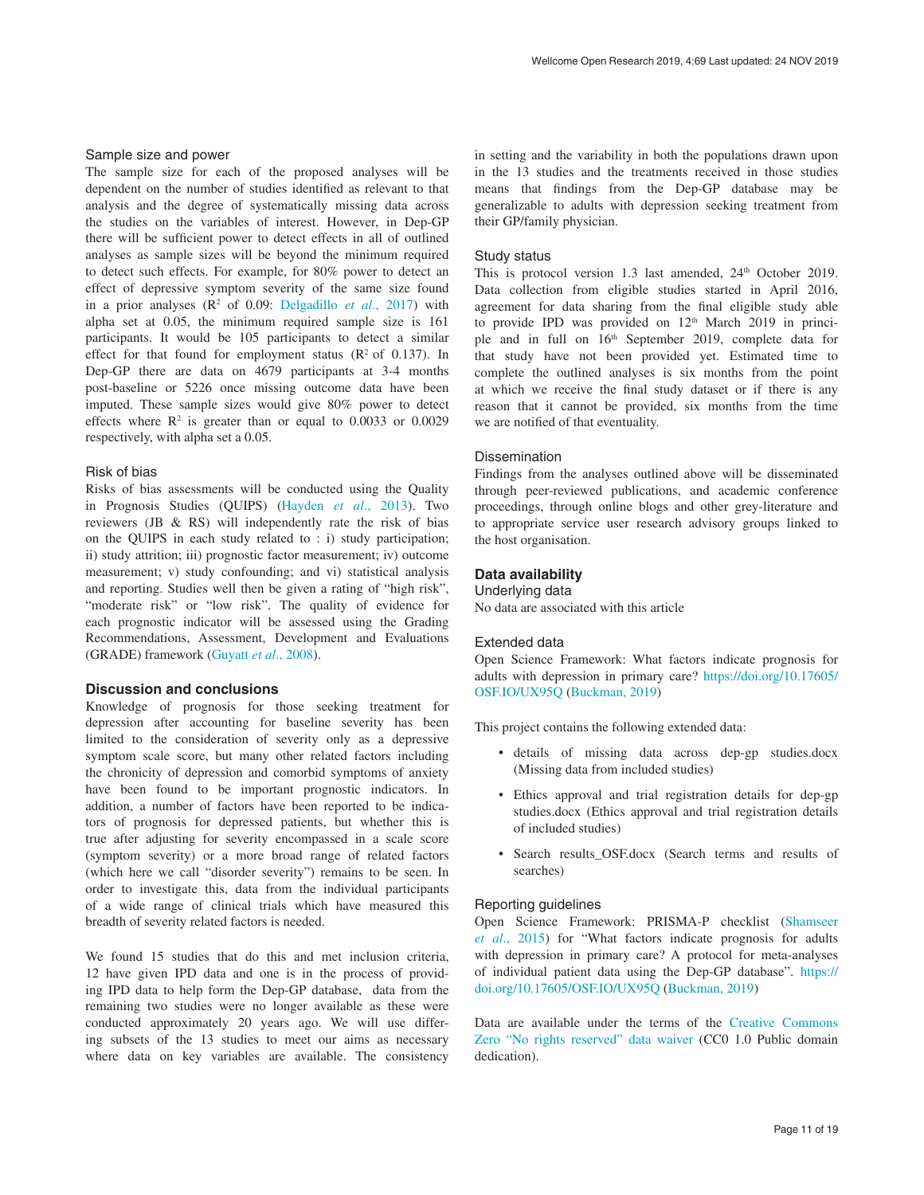### Sample size and power

The sample size for each of the proposed analyses will be dependent on the number of studies identified as relevant to that analysis and the degree of systematically missing data across the studies on the variables of interest. However, in Dep-GP there will be sufficient power to detect effects in all of outlined analyses as sample sizes will be beyond the minimum required to detect such effects. For example, for 80% power to detect an effect of depressive symptom severity of the same size found in a prior analyses ($R^2$ of 0.09: Delgadillo *et al.*, 2017) with alpha set at 0.05, the minimum required sample size is 161 participants. It would be 105 participants to detect a similar effect for that found for employment status ($R^2$ of 0.137). In Dep-GP there are data on 4679 participants at 3-4 months post-baseline or 5226 once missing outcome data have been imputed. These sample sizes would give 80% power to detect effects where $R^2$ is greater than or equal to 0.0033 or 0.0029 respectively, with alpha set a 0.05.

### Risk of bias

Risks of bias assessments will be conducted using the Quality in Prognosis Studies (QUIPS) (Hayden *et al.*, 2013). Two reviewers (JB & RS) will independently rate the risk of bias on the QUIPS in each study related to : i) study participation; ii) study attrition; iii) prognostic factor measurement; iv) outcome measurement; v) study confounding; and vi) statistical analysis and reporting. Studies well then be given a rating of "high risk", "moderate risk" or "low risk". The quality of evidence for each prognostic indicator will be assessed using the Grading Recommendations, Assessment, Development and Evaluations (GRADE) framework (Guyatt *et al.*, 2008).

## Discussion and conclusions

Knowledge of prognosis for those seeking treatment for depression after accounting for baseline severity has been limited to the consideration of severity only as a depressive symptom scale score, but many other related factors including the chronicity of depression and comorbid symptoms of anxiety have been found to be important prognostic indicators. In addition, a number of factors have been reported to be indicators of prognosis for depressed patients, but whether this is true after adjusting for severity encompassed in a scale score (symptom severity) or a more broad range of related factors (which here we call "disorder severity") remains to be seen. In order to investigate this, data from the individual participants of a wide range of clinical trials which have measured this breadth of severity related factors is needed.

We found 15 studies that do this and met inclusion criteria, 12 have given IPD data and one is in the process of providing IPD data to help form the Dep-GP database, data from the remaining two studies were no longer available as these were conducted approximately 20 years ago. We will use differing subsets of the 13 studies to meet our aims as necessary where data on key variables are available. The consistency in setting and the variability in both the populations drawn upon in the 13 studies and the treatments received in those studies means that findings from the Dep-GP database may be generalizable to adults with depression seeking treatment from their GP/family physician.

### Study status

This is protocol version 1.3 last amended, 24th October 2019. Data collection from eligible studies started in April 2016, agreement for data sharing from the final eligible study able to provide IPD was provided on 12th March 2019 in principle and in full on 16th September 2019, complete data for that study have not been provided yet. Estimated time to complete the outlined analyses is six months from the point at which we receive the final study dataset or if there is any reason that it cannot be provided, six months from the time we are notified of that eventuality.

### Dissemination

Findings from the analyses outlined above will be disseminated through peer-reviewed publications, and academic conference proceedings, through online blogs and other grey-literature and to appropriate service user research advisory groups linked to the host organisation.

## Data availability

### Underlying data

No data are associated with this article

### Extended data

Open Science Framework: What factors indicate prognosis for adults with depression in primary care? https://doi.org/10.17605/OSF.IO/UX95Q (Buckman, 2019)

This project contains the following extended data:

- details of missing data across dep-gp studies.docx (Missing data from included studies)
- Ethics approval and trial registration details for dep-gp studies.docx (Ethics approval and trial registration details of included studies)
- Search results_OSF.docx (Search terms and results of searches)

### Reporting guidelines

Open Science Framework: PRISMA-P checklist (Shamseer *et al.*, 2015) for "What factors indicate prognosis for adults with depression in primary care? A protocol for meta-analyses of individual patient data using the Dep-GP database". https://doi.org/10.17605/OSF.IO/UX95Q (Buckman, 2019)

Data are available under the terms of the Creative Commons Zero "No rights reserved" data waiver (CC0 1.0 Public domain dedication).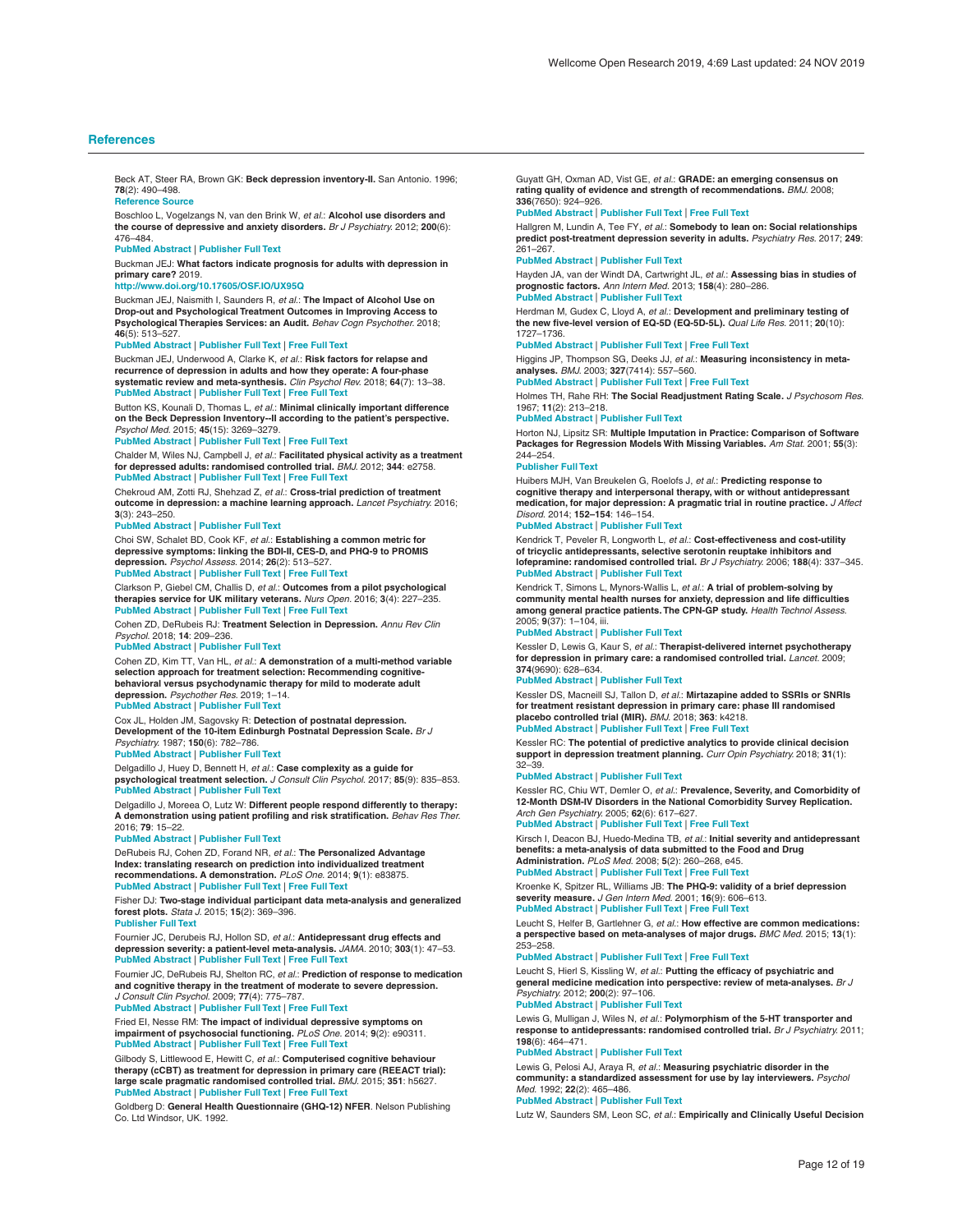## References

Beck AT, Steer RA, Brown GK: **Beck depression inventory-II.** San Antonio. 1996; **78**(2): 490–498.
Reference Source

Boschloo L, Vogelzangs N, van den Brink W, *et al.*: **Alcohol use disorders and the course of depressive and anxiety disorders.** *Br J Psychiatry.* 2012; **200**(6): 476–484.
PubMed Abstract | Publisher Full Text

Buckman JEJ: **What factors indicate prognosis for adults with depression in primary care?** 2019.
http://www.doi.org/10.17605/OSF.IO/UX95Q

Buckman JEJ, Naismith I, Saunders R, *et al.*: **The Impact of Alcohol Use on Drop-out and Psychological Treatment Outcomes in Improving Access to Psychological Therapies Services: an Audit.** *Behav Cogn Psychother.* 2018; **46**(5): 513–527.
PubMed Abstract | Publisher Full Text | Free Full Text

Buckman JEJ, Underwood A, Clarke K, *et al.*: **Risk factors for relapse and recurrence of depression in adults and how they operate: A four-phase systematic review and meta-synthesis.** *Clin Psychol Rev.* 2018; **64**(7): 13–38.
PubMed Abstract | Publisher Full Text | Free Full Text

Button KS, Kounali D, Thomas L, *et al.*: **Minimal clinically important difference on the Beck Depression Inventory--II according to the patient's perspective.** *Psychol Med.* 2015; **45**(15): 3269–3279.
PubMed Abstract | Publisher Full Text | Free Full Text

Chalder M, Wiles NJ, Campbell J, *et al.*: **Facilitated physical activity as a treatment for depressed adults: randomised controlled trial.** *BMJ.* 2012; **344**: e2758.
PubMed Abstract | Publisher Full Text | Free Full Text

Chekroud AM, Zotti RJ, Shehzad Z, *et al.*: **Cross-trial prediction of treatment outcome in depression: a machine learning approach.** *Lancet Psychiatry.* 2016; **3**(3): 243–250.
PubMed Abstract | Publisher Full Text

Choi SW, Schalet BD, Cook KF, *et al.*: **Establishing a common metric for depressive symptoms: linking the BDI-II, CES-D, and PHQ-9 to PROMIS depression.** *Psychol Assess.* 2014; **26**(2): 513–527.
PubMed Abstract | Publisher Full Text | Free Full Text

Clarkson P, Giebel CM, Challis D, *et al.*: **Outcomes from a pilot psychological therapies service for UK military veterans.** *Nurs Open.* 2016; **3**(4): 227–235.
PubMed Abstract | Publisher Full Text | Free Full Text

Cohen ZD, DeRubeis RJ: **Treatment Selection in Depression.** *Annu Rev Clin Psychol.* 2018; **14**: 209–236.
PubMed Abstract | Publisher Full Text

Cohen ZD, Kim TT, Van HL, *et al.*: **A demonstration of a multi-method variable selection approach for treatment selection: Recommending cognitive-behavioral versus psychodynamic therapy for mild to moderate adult depression.** *Psychother Res.* 2019; 1–14.
PubMed Abstract | Publisher Full Text

Cox JL, Holden JM, Sagovsky R: **Detection of postnatal depression. Development of the 10-item Edinburgh Postnatal Depression Scale.** *Br J Psychiatry.* 1987; **150**(6): 782–786.
PubMed Abstract | Publisher Full Text

Delgadillo J, Huey D, Bennett H, *et al.*: **Case complexity as a guide for psychological treatment selection.** *J Consult Clin Psychol.* 2017; **85**(9): 835–853.
PubMed Abstract | Publisher Full Text

Delgadillo J, Moreea O, Lutz W: **Different people respond differently to therapy: A demonstration using patient profiling and risk stratification.** *Behav Res Ther.* 2016; **79**: 15–22.
PubMed Abstract | Publisher Full Text

DeRubeis RJ, Cohen ZD, Forand NR, *et al.*: **The Personalized Advantage Index: translating research on prediction into individualized treatment recommendations. A demonstration.** *PLoS One.* 2014; **9**(1): e83875.
PubMed Abstract | Publisher Full Text | Free Full Text

Fisher DJ: **Two-stage individual participant data meta-analysis and generalized forest plots.** *Stata J.* 2015; **15**(2): 369–396.
Publisher Full Text

Fournier JC, Derubeis RJ, Hollon SD, *et al.*: **Antidepressant drug effects and depression severity: a patient-level meta-analysis.** *JAMA.* 2010; **303**(1): 47–53.
PubMed Abstract | Publisher Full Text | Free Full Text

Fournier JC, DeRubeis RJ, Shelton RC, *et al.*: **Prediction of response to medication and cognitive therapy in the treatment of moderate to severe depression.** *J Consult Clin Psychol.* 2009; **77**(4): 775–787.
PubMed Abstract | Publisher Full Text | Free Full Text

Fried EI, Nesse RM: **The impact of individual depressive symptoms on impairment of psychosocial functioning.** *PLoS One.* 2014; **9**(2): e90311.
PubMed Abstract | Publisher Full Text | Free Full Text

Gilbody S, Littlewood E, Hewitt C, *et al.*: **Computerised cognitive behaviour therapy (cCBT) as treatment for depression in primary care (REEACT trial): large scale pragmatic randomised controlled trial.** *BMJ.* 2015; **351**: h5627.
PubMed Abstract | Publisher Full Text | Free Full Text

Goldberg D: **General Health Questionnaire (GHQ-12) NFER.** Nelson Publishing Co. Ltd Windsor, UK. 1992.

Guyatt GH, Oxman AD, Vist GE, *et al.*: **GRADE: an emerging consensus on rating quality of evidence and strength of recommendations.** *BMJ.* 2008; **336**(7650): 924–926.
PubMed Abstract | Publisher Full Text | Free Full Text

Hallgren M, Lundin A, Tee FY, *et al.*: **Somebody to lean on: Social relationships predict post-treatment depression severity in adults.** *Psychiatry Res.* 2017; **249**: 261–267.
PubMed Abstract | Publisher Full Text

Hayden JA, van der Windt DA, Cartwright JL, *et al.*: **Assessing bias in studies of prognostic factors.** *Ann Intern Med.* 2013; **158**(4): 280–286.
PubMed Abstract | Publisher Full Text

Herdman M, Gudex C, Lloyd A, *et al.*: **Development and preliminary testing of the new five-level version of EQ-5D (EQ-5D-5L).** *Qual Life Res.* 2011; **20**(10): 1727–1736.
PubMed Abstract | Publisher Full Text | Free Full Text

Higgins JP, Thompson SG, Deeks JJ, *et al.*: **Measuring inconsistency in meta-analyses.** *BMJ.* 2003; **327**(7414): 557–560.
PubMed Abstract | Publisher Full Text | Free Full Text

Holmes TH, Rahe RH: **The Social Readjustment Rating Scale.** *J Psychosom Res.* 1967; **11**(2): 213–218.
PubMed Abstract | Publisher Full Text

Horton NJ, Lipsitz SR: **Multiple Imputation in Practice: Comparison of Software Packages for Regression Models With Missing Variables.** *Am Stat.* 2001; **55**(3): 244–254.
Publisher Full Text

Huibers MJH, Van Breukelen G, Roelofs J, *et al.*: **Predicting response to cognitive therapy and interpersonal therapy, with or without antidepressant medication, for major depression: A pragmatic trial in routine practice.** *J Affect Disord.* 2014; **152–154**: 146–154.
PubMed Abstract | Publisher Full Text

Kendrick T, Peveler R, Longworth L, *et al.*: **Cost-effectiveness and cost-utility of tricyclic antidepressants, selective serotonin reuptake inhibitors and lofepramine: randomised controlled trial.** *Br J Psychiatry.* 2006; **188**(4): 337–345.
PubMed Abstract | Publisher Full Text

Kendrick T, Simons L, Mynors-Wallis L, *et al.*: **A trial of problem-solving by community mental health nurses for anxiety, depression and life difficulties among general practice patients. The CPN-GP study.** *Health Technol Assess.* 2005; **9**(37): 1–104, iii.
PubMed Abstract | Publisher Full Text

Kessler D, Lewis G, Kaur S, *et al.*: **Therapist-delivered internet psychotherapy for depression in primary care: a randomised controlled trial.** *Lancet.* 2009; **374**(9690): 628–634.
PubMed Abstract | Publisher Full Text

Kessler DS, MacNeill SJ, Tallon D, *et al.*: **Mirtazapine added to SSRIs or SNRIs for treatment resistant depression in primary care: phase III randomised placebo controlled trial (MIR).** *BMJ.* 2018; **363**: k4218.
PubMed Abstract | Publisher Full Text | Free Full Text

Kessler RC: **The potential of predictive analytics to provide clinical decision support in depression treatment planning.** *Curr Opin Psychiatry.* 2018; **31**(1): 32–39.
PubMed Abstract | Publisher Full Text

Kessler RC, Chiu WT, Demler O, *et al.*: **Prevalence, Severity, and Comorbidity of 12-Month DSM-IV Disorders in the National Comorbidity Survey Replication.** *Arch Gen Psychiatry.* 2005; **62**(6): 617–627.
PubMed Abstract | Publisher Full Text | Free Full Text

Kirsch I, Deacon BJ, Huedo-Medina TB, *et al.*: **Initial severity and antidepressant benefits: a meta-analysis of data submitted to the Food and Drug Administration.** *PLoS Med.* 2008; **5**(2): 260–268, e45.
PubMed Abstract | Publisher Full Text | Free Full Text

Kroenke K, Spitzer RL, Williams JB: **The PHQ-9: validity of a brief depression severity measure.** *J Gen Intern Med.* 2001; **16**(9): 606–613.
PubMed Abstract | Publisher Full Text | Free Full Text

Leucht S, Helfer B, Gartlehner G, *et al.*: **How effective are common medications: a perspective based on meta-analyses of major drugs.** *BMC Med.* 2015; **13**(1): 253–258.
PubMed Abstract | Publisher Full Text | Free Full Text

Leucht S, Hierl S, Kissling W, *et al.*: **Putting the efficacy of psychiatric and general medicine medication into perspective: review of meta-analyses.** *Br J Psychiatry.* 2012; **200**(2): 97–106.
PubMed Abstract | Publisher Full Text

Lewis G, Mulligan J, Wiles N, *et al.*: **Polymorphism of the 5-HT transporter and response to antidepressants: randomised controlled trial.** *Br J Psychiatry.* 2011; **198**(6): 464–471.
PubMed Abstract | Publisher Full Text

Lewis G, Pelosi AJ, Araya R, *et al.*: **Measuring psychiatric disorder in the community: a standardized assessment for use by lay interviewers.** *Psychol Med.* 1992; **22**(2): 465–486.
PubMed Abstract | Publisher Full Text

Lutz W, Saunders SM, Leon SC, *et al.*: **Empirically and Clinically Useful Decision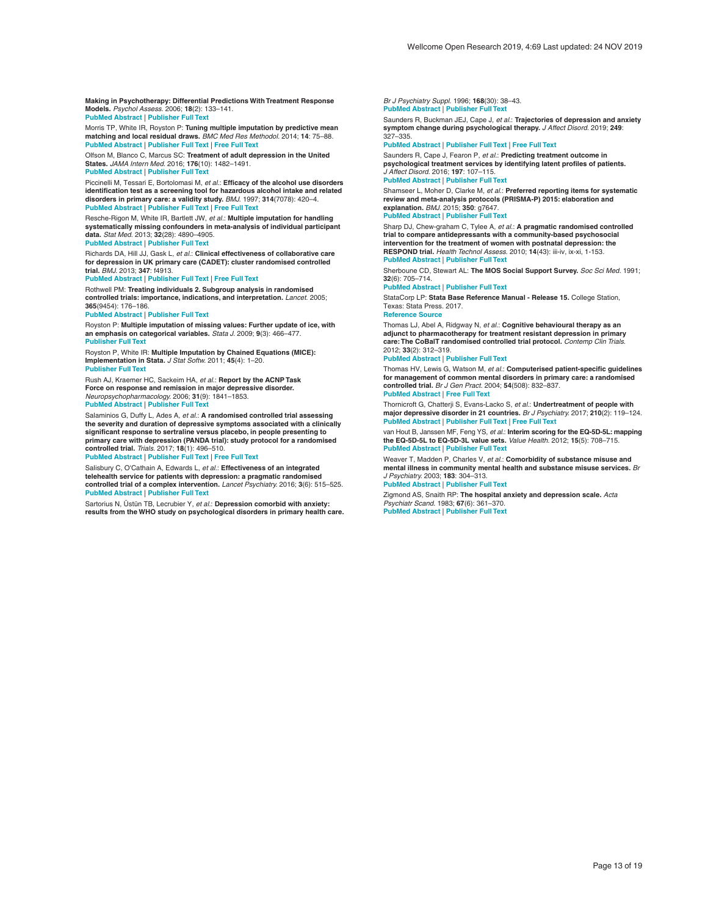**Making in Psychotherapy: Differential Predictions With Treatment Response Models.** *Psychol Assess.* 2006; **18**(2): 133–141.
PubMed Abstract | Publisher Full Text

Morris TP, White IR, Royston P: **Tuning multiple imputation by predictive mean matching and local residual draws.** *BMC Med Res Methodol.* 2014; **14**: 75–88.
PubMed Abstract | Publisher Full Text | Free Full Text

Olfson M, Blanco C, Marcus SC: **Treatment of adult depression in the United States.** *JAMA Intern Med.* 2016; **176**(10): 1482–1491.
PubMed Abstract | Publisher Full Text

Piccinelli M, Tessari E, Bortolomasi M, *et al.*: **Efficacy of the alcohol use disorders identification test as a screening tool for hazardous alcohol intake and related disorders in primary care: a validity study.** *BMJ.* 1997; **314**(7078): 420–4.
PubMed Abstract | Publisher Full Text | Free Full Text

Resche-Rigon M, White IR, Bartlett JW, *et al.*: **Multiple imputation for handling systematically missing confounders in meta-analysis of individual participant data.** *Stat Med.* 2013; **32**(28): 4890–4905.
PubMed Abstract | Publisher Full Text

Richards DA, Hill JJ, Gask L, *et al.*: **Clinical effectiveness of collaborative care for depression in UK primary care (CADET): cluster randomised controlled trial.** *BMJ.* 2013; **347**: f4913.
PubMed Abstract | Publisher Full Text | Free Full Text

Rothwell PM: **Treating individuals 2. Subgroup analysis in randomised controlled trials: importance, indications, and interpretation.** *Lancet.* 2005; **365**(9454): 176–186.
PubMed Abstract | Publisher Full Text

Royston P: **Multiple imputation of missing values: Further update of ice, with an emphasis on categorical variables.** *Stata J.* 2009; **9**(3): 466–477.
Publisher Full Text

Royston P, White IR: **Multiple Imputation by Chained Equations (MICE): Implementation in Stata.** *J Stat Softw.* 2011; **45**(4): 1–20.
Publisher Full Text

Rush AJ, Kraemer HC, Sackeim HA, *et al.*: **Report by the ACNP Task Force on response and remission in major depressive disorder.** *Neuropsychopharmacology.* 2006; **31**(9): 1841–1853.
PubMed Abstract | Publisher Full Text

Salaminios G, Duffy L, Ades A, *et al.*: **A randomised controlled trial assessing the severity and duration of depressive symptoms associated with a clinically significant response to sertraline versus placebo, in people presenting to primary care with depression (PANDA trial): study protocol for a randomised controlled trial.** *Trials.* 2017; **18**(1): 496–510.
PubMed Abstract | Publisher Full Text | Free Full Text

Salisbury C, O'Cathain A, Edwards L, *et al.*: **Effectiveness of an integrated telehealth service for patients with depression: a pragmatic randomised controlled trial of a complex intervention.** *Lancet Psychiatry.* 2016; **3**(6): 515–525.
PubMed Abstract | Publisher Full Text

Sartorius N, Üstün TB, Lecrubier Y, *et al.*: **Depression comorbid with anxiety: results from the WHO study on psychological disorders in primary health care.** *Br J Psychiatry Suppl.* 1996; **168**(30): 38–43.
PubMed Abstract | Publisher Full Text

Saunders R, Buckman JEJ, Cape J, *et al.*: **Trajectories of depression and anxiety symptom change during psychological therapy.** *J Affect Disord.* 2019; **249**: 327–335.
PubMed Abstract | Publisher Full Text | Free Full Text

Saunders R, Cape J, Fearon P, *et al.*: **Predicting treatment outcome in psychological treatment services by identifying latent profiles of patients.** *J Affect Disord.* 2016; **197**: 107–115.
PubMed Abstract | Publisher Full Text

Shamseer L, Moher D, Clarke M, *et al.*: **Preferred reporting items for systematic review and meta-analysis protocols (PRISMA-P) 2015: elaboration and explanation.** *BMJ.* 2015; **350**: g7647.
PubMed Abstract | Publisher Full Text

Sharp DJ, Chew-graham C, Tylee A, *et al.*: **A pragmatic randomised controlled trial to compare antidepressants with a community-based psychosocial intervention for the treatment of women with postnatal depression: the RESPOND trial.** *Health Technol Assess.* 2010; **14**(43): iii-iv, ix-xi, 1-153.
PubMed Abstract | Publisher Full Text

Sherboune CD, Stewart AL: **The MOS Social Support Survey.** *Soc Sci Med.* 1991; **32**(6): 705–714.
PubMed Abstract | Publisher Full Text

StataCorp LP: **Stata Base Reference Manual - Release 15.** College Station, Texas: Stata Press. 2017.
Reference Source

Thomas LJ, Abel A, Ridgway N, *et al.*: **Cognitive behavioural therapy as an adjunct to pharmacotherapy for treatment resistant depression in primary care: The CoBalT randomised controlled trial protocol.** *Contemp Clin Trials.* 2012; **33**(2): 312–319.
PubMed Abstract | Publisher Full Text

Thomas HV, Lewis G, Watson M, *et al.*: **Computerised patient-specific guidelines for management of common mental disorders in primary care: a randomised controlled trial.** *Br J Gen Pract.* 2004; **54**(508): 832–837.
PubMed Abstract | Free Full Text

Thornicroft G, Chatterji S, Evans-Lacko S, *et al.*: **Undertreatment of people with major depressive disorder in 21 countries.** *Br J Psychiatry.* 2017; **210**(2): 119–124.
PubMed Abstract | Publisher Full Text | Free Full Text

van Hout B, Janssen MF, Feng YS, *et al.*: **Interim scoring for the EQ-5D-5L: mapping the EQ-5D-5L to EQ-5D-3L value sets.** *Value Health.* 2012; **15**(5): 708–715.
PubMed Abstract | Publisher Full Text

Weaver T, Madden P, Charles V, *et al.*: **Comorbidity of substance misuse and mental illness in community mental health and substance misuse services.** *Br J Psychiatry.* 2003; **183**: 304–313.
PubMed Abstract | Publisher Full Text

Zigmond AS, Snaith RP: **The hospital anxiety and depression scale.** *Acta Psychiatr Scand.* 1983; **67**(6): 361–370.
PubMed Abstract | Publisher Full Text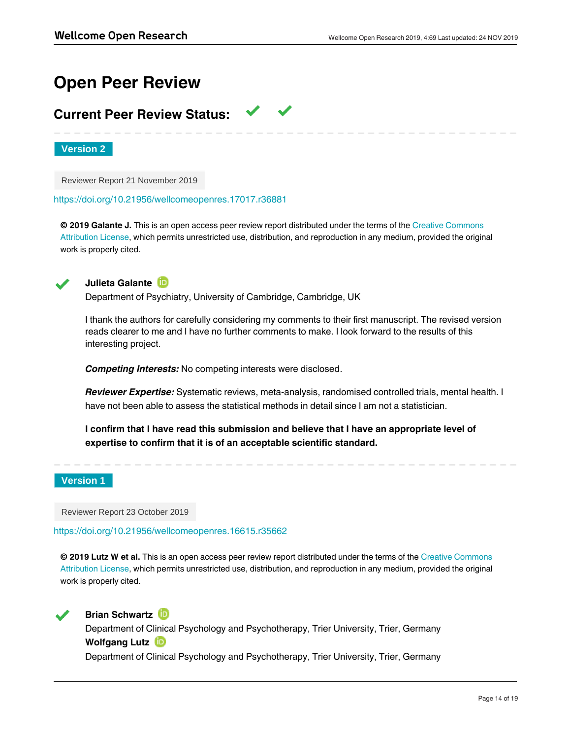# Open Peer Review

## Current Peer Review Status: ✓ ✓

**Version 2**

Reviewer Report 21 November 2019

https://doi.org/10.21956/wellcomeopenres.17017.r36881

**© 2019 Galante J.** This is an open access peer review report distributed under the terms of the Creative Commons Attribution License, which permits unrestricted use, distribution, and reproduction in any medium, provided the original work is properly cited.

✓ **Julieta Galante**
Department of Psychiatry, University of Cambridge, Cambridge, UK

I thank the authors for carefully considering my comments to their first manuscript. The revised version reads clearer to me and I have no further comments to make. I look forward to the results of this interesting project.

***Competing Interests:*** No competing interests were disclosed.

***Reviewer Expertise:*** Systematic reviews, meta-analysis, randomised controlled trials, mental health. I have not been able to assess the statistical methods in detail since I am not a statistician.

**I confirm that I have read this submission and believe that I have an appropriate level of expertise to confirm that it is of an acceptable scientific standard.**

**Version 1**

Reviewer Report 23 October 2019

https://doi.org/10.21956/wellcomeopenres.16615.r35662

**© 2019 Lutz W et al.** This is an open access peer review report distributed under the terms of the Creative Commons Attribution License, which permits unrestricted use, distribution, and reproduction in any medium, provided the original work is properly cited.

✓ **Brian Schwartz**
Department of Clinical Psychology and Psychotherapy, Trier University, Trier, Germany
**Wolfgang Lutz**
Department of Clinical Psychology and Psychotherapy, Trier University, Trier, Germany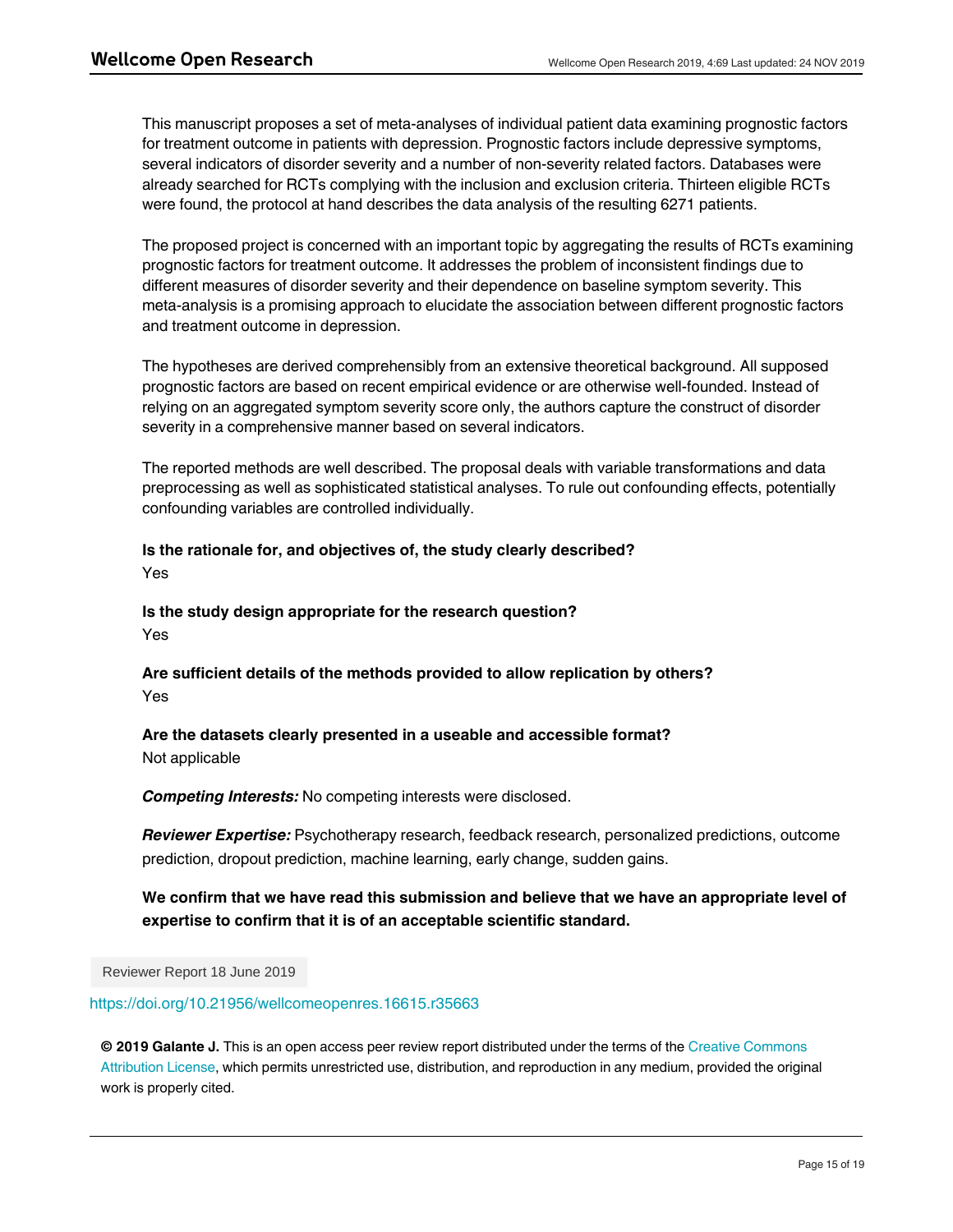This manuscript proposes a set of meta-analyses of individual patient data examining prognostic factors for treatment outcome in patients with depression. Prognostic factors include depressive symptoms, several indicators of disorder severity and a number of non-severity related factors. Databases were already searched for RCTs complying with the inclusion and exclusion criteria. Thirteen eligible RCTs were found, the protocol at hand describes the data analysis of the resulting 6271 patients.

The proposed project is concerned with an important topic by aggregating the results of RCTs examining prognostic factors for treatment outcome. It addresses the problem of inconsistent findings due to different measures of disorder severity and their dependence on baseline symptom severity. This meta-analysis is a promising approach to elucidate the association between different prognostic factors and treatment outcome in depression.

The hypotheses are derived comprehensibly from an extensive theoretical background. All supposed prognostic factors are based on recent empirical evidence or are otherwise well-founded. Instead of relying on an aggregated symptom severity score only, the authors capture the construct of disorder severity in a comprehensive manner based on several indicators.

The reported methods are well described. The proposal deals with variable transformations and data preprocessing as well as sophisticated statistical analyses. To rule out confounding effects, potentially confounding variables are controlled individually.

**Is the rationale for, and objectives of, the study clearly described?**
Yes

**Is the study design appropriate for the research question?**
Yes

**Are sufficient details of the methods provided to allow replication by others?**
Yes

**Are the datasets clearly presented in a useable and accessible format?**
Not applicable

***Competing Interests:*** No competing interests were disclosed.

***Reviewer Expertise:*** Psychotherapy research, feedback research, personalized predictions, outcome prediction, dropout prediction, machine learning, early change, sudden gains.

**We confirm that we have read this submission and believe that we have an appropriate level of expertise to confirm that it is of an acceptable scientific standard.**

Reviewer Report 18 June 2019

https://doi.org/10.21956/wellcomeopenres.16615.r35663

**© 2019 Galante J.** This is an open access peer review report distributed under the terms of the Creative Commons Attribution License, which permits unrestricted use, distribution, and reproduction in any medium, provided the original work is properly cited.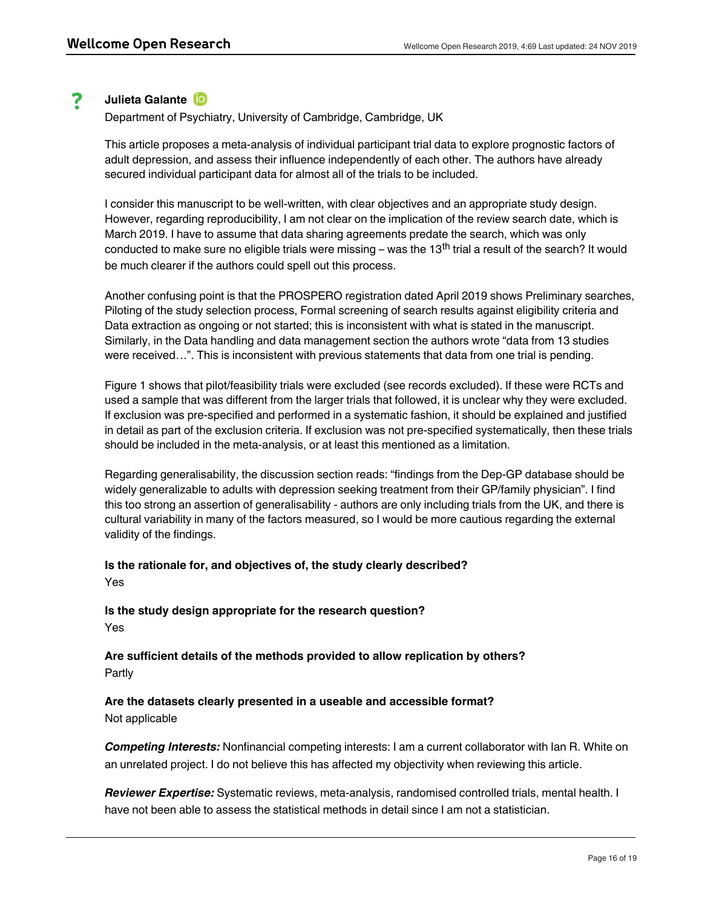**?** **Julieta Galante**

Department of Psychiatry, University of Cambridge, Cambridge, UK

This article proposes a meta-analysis of individual participant trial data to explore prognostic factors of adult depression, and assess their influence independently of each other. The authors have already secured individual participant data for almost all of the trials to be included.

I consider this manuscript to be well-written, with clear objectives and an appropriate study design. However, regarding reproducibility, I am not clear on the implication of the review search date, which is March 2019. I have to assume that data sharing agreements predate the search, which was only conducted to make sure no eligible trials were missing – was the 13th trial a result of the search? It would be much clearer if the authors could spell out this process.

Another confusing point is that the PROSPERO registration dated April 2019 shows Preliminary searches, Piloting of the study selection process, Formal screening of search results against eligibility criteria and Data extraction as ongoing or not started; this is inconsistent with what is stated in the manuscript. Similarly, in the Data handling and data management section the authors wrote "data from 13 studies were received…". This is inconsistent with previous statements that data from one trial is pending.

Figure 1 shows that pilot/feasibility trials were excluded (see records excluded). If these were RCTs and used a sample that was different from the larger trials that followed, it is unclear why they were excluded. If exclusion was pre-specified and performed in a systematic fashion, it should be explained and justified in detail as part of the exclusion criteria. If exclusion was not pre-specified systematically, then these trials should be included in the meta-analysis, or at least this mentioned as a limitation.

Regarding generalisability, the discussion section reads: "findings from the Dep-GP database should be widely generalizable to adults with depression seeking treatment from their GP/family physician". I find this too strong an assertion of generalisability - authors are only including trials from the UK, and there is cultural variability in many of the factors measured, so I would be more cautious regarding the external validity of the findings.

**Is the rationale for, and objectives of, the study clearly described?**

Yes

**Is the study design appropriate for the research question?**

Yes

**Are sufficient details of the methods provided to allow replication by others?**

Partly

**Are the datasets clearly presented in a useable and accessible format?**

Not applicable

***Competing Interests:*** Nonfinancial competing interests: I am a current collaborator with Ian R. White on an unrelated project. I do not believe this has affected my objectivity when reviewing this article.

***Reviewer Expertise:*** Systematic reviews, meta-analysis, randomised controlled trials, mental health. I have not been able to assess the statistical methods in detail since I am not a statistician.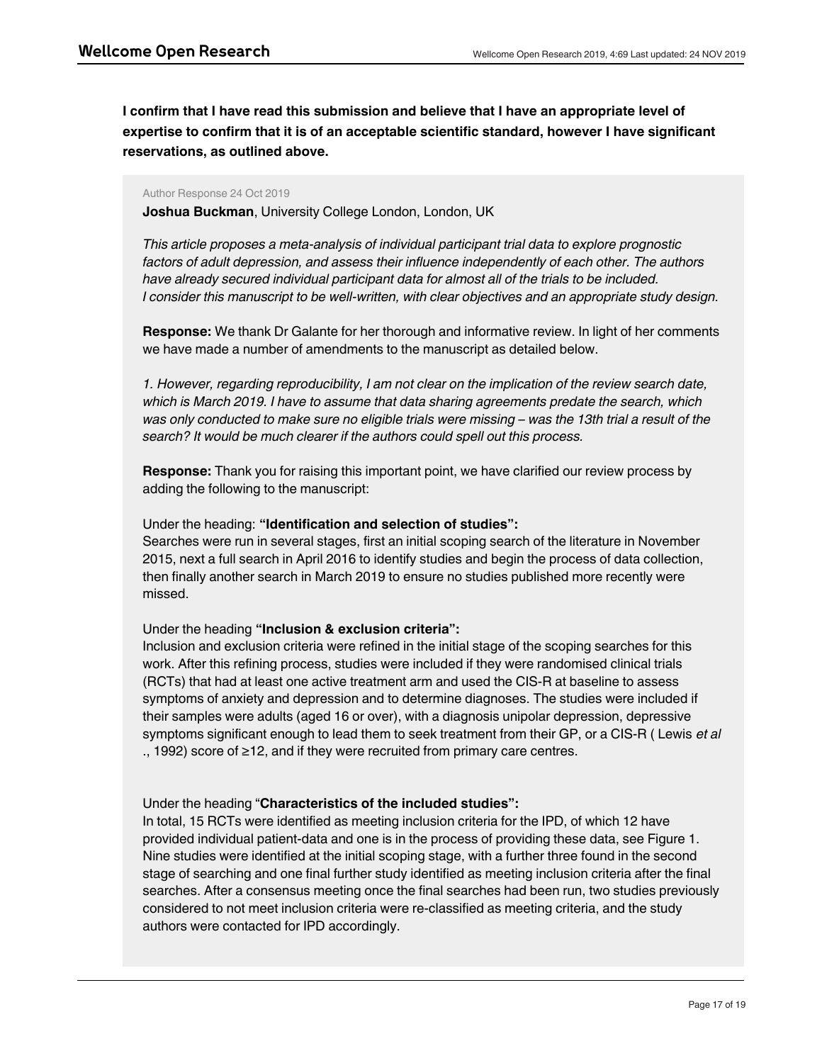**I confirm that I have read this submission and believe that I have an appropriate level of expertise to confirm that it is of an acceptable scientific standard, however I have significant reservations, as outlined above.**

Author Response 24 Oct 2019

**Joshua Buckman**, University College London, London, UK

*This article proposes a meta-analysis of individual participant trial data to explore prognostic factors of adult depression, and assess their influence independently of each other. The authors have already secured individual participant data for almost all of the trials to be included. I consider this manuscript to be well-written, with clear objectives and an appropriate study design.*

**Response:** We thank Dr Galante for her thorough and informative review. In light of her comments we have made a number of amendments to the manuscript as detailed below.

*1. However, regarding reproducibility, I am not clear on the implication of the review search date, which is March 2019. I have to assume that data sharing agreements predate the search, which was only conducted to make sure no eligible trials were missing – was the 13th trial a result of the search? It would be much clearer if the authors could spell out this process.*

**Response:** Thank you for raising this important point, we have clarified our review process by adding the following to the manuscript:

Under the heading: **"Identification and selection of studies":**
Searches were run in several stages, first an initial scoping search of the literature in November 2015, next a full search in April 2016 to identify studies and begin the process of data collection, then finally another search in March 2019 to ensure no studies published more recently were missed.

Under the heading **"Inclusion & exclusion criteria":**
Inclusion and exclusion criteria were refined in the initial stage of the scoping searches for this work. After this refining process, studies were included if they were randomised clinical trials (RCTs) that had at least one active treatment arm and used the CIS-R at baseline to assess symptoms of anxiety and depression and to determine diagnoses. The studies were included if their samples were adults (aged 16 or over), with a diagnosis unipolar depression, depressive symptoms significant enough to lead them to seek treatment from their GP, or a CIS-R ( Lewis *et al* ., 1992) score of ≥12, and if they were recruited from primary care centres.

Under the heading "**Characteristics of the included studies":**
In total, 15 RCTs were identified as meeting inclusion criteria for the IPD, of which 12 have provided individual patient-data and one is in the process of providing these data, see Figure 1. Nine studies were identified at the initial scoping stage, with a further three found in the second stage of searching and one final further study identified as meeting inclusion criteria after the final searches. After a consensus meeting once the final searches had been run, two studies previously considered to not meet inclusion criteria were re-classified as meeting criteria, and the study authors were contacted for IPD accordingly.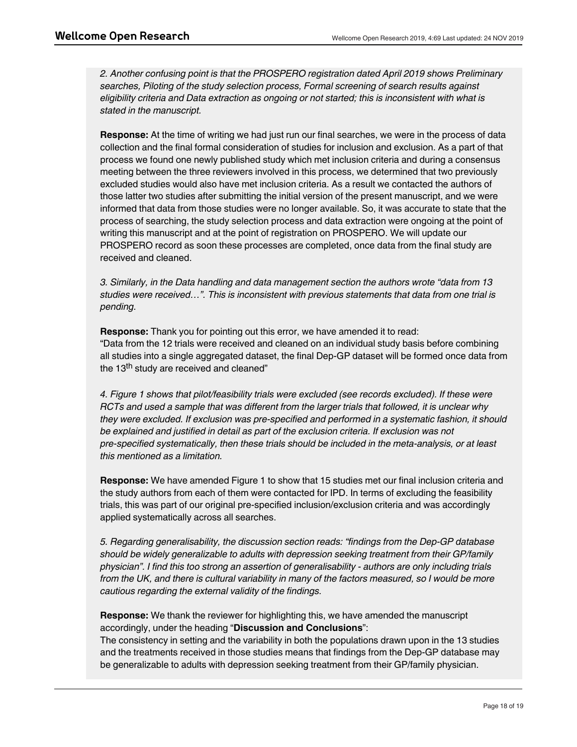*2. Another confusing point is that the PROSPERO registration dated April 2019 shows Preliminary searches, Piloting of the study selection process, Formal screening of search results against eligibility criteria and Data extraction as ongoing or not started; this is inconsistent with what is stated in the manuscript.*

**Response:** At the time of writing we had just run our final searches, we were in the process of data collection and the final formal consideration of studies for inclusion and exclusion. As a part of that process we found one newly published study which met inclusion criteria and during a consensus meeting between the three reviewers involved in this process, we determined that two previously excluded studies would also have met inclusion criteria. As a result we contacted the authors of those latter two studies after submitting the initial version of the present manuscript, and we were informed that data from those studies were no longer available. So, it was accurate to state that the process of searching, the study selection process and data extraction were ongoing at the point of writing this manuscript and at the point of registration on PROSPERO. We will update our PROSPERO record as soon these processes are completed, once data from the final study are received and cleaned.

*3. Similarly, in the Data handling and data management section the authors wrote "data from 13 studies were received…". This is inconsistent with previous statements that data from one trial is pending.*

**Response:** Thank you for pointing out this error, we have amended it to read:
"Data from the 12 trials were received and cleaned on an individual study basis before combining all studies into a single aggregated dataset, the final Dep-GP dataset will be formed once data from the 13th study are received and cleaned"

*4. Figure 1 shows that pilot/feasibility trials were excluded (see records excluded). If these were RCTs and used a sample that was different from the larger trials that followed, it is unclear why they were excluded. If exclusion was pre-specified and performed in a systematic fashion, it should be explained and justified in detail as part of the exclusion criteria. If exclusion was not pre-specified systematically, then these trials should be included in the meta-analysis, or at least this mentioned as a limitation.*

**Response:** We have amended Figure 1 to show that 15 studies met our final inclusion criteria and the study authors from each of them were contacted for IPD. In terms of excluding the feasibility trials, this was part of our original pre-specified inclusion/exclusion criteria and was accordingly applied systematically across all searches.

*5. Regarding generalisability, the discussion section reads: "findings from the Dep-GP database should be widely generalizable to adults with depression seeking treatment from their GP/family physician". I find this too strong an assertion of generalisability - authors are only including trials from the UK, and there is cultural variability in many of the factors measured, so I would be more cautious regarding the external validity of the findings.*

**Response:** We thank the reviewer for highlighting this, we have amended the manuscript accordingly, under the heading "**Discussion and Conclusions**":
The consistency in setting and the variability in both the populations drawn upon in the 13 studies and the treatments received in those studies means that findings from the Dep-GP database may be generalizable to adults with depression seeking treatment from their GP/family physician.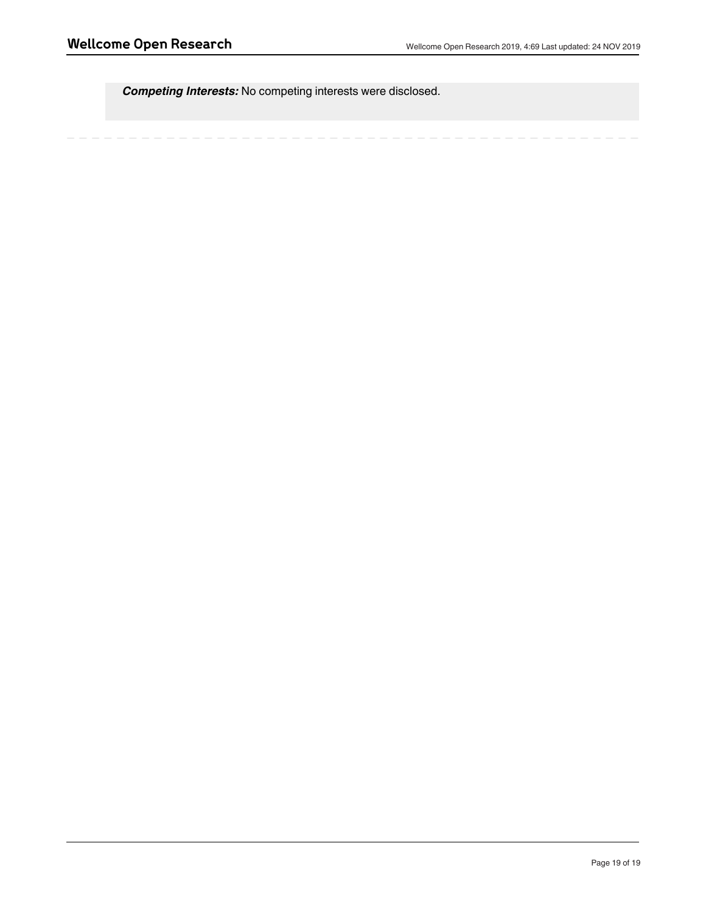***Competing Interests:*** No competing interests were disclosed.